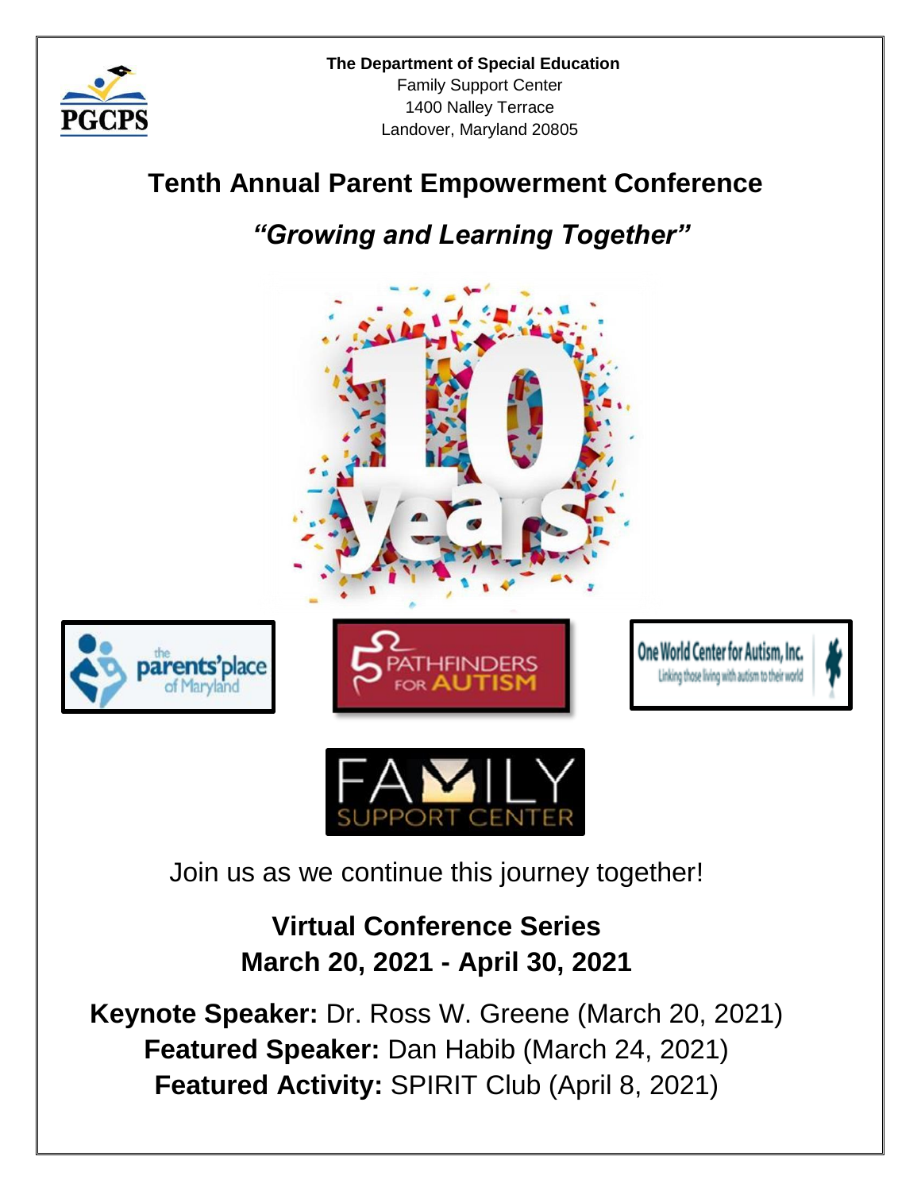**The Department of Special Education**

Family Support Center
1400 Nalley Terrace
Landover, Maryland 20805

# Tenth Annual Parent Empowerment Conference

## *"Growing and Learning Together"*

Join us as we continue this journey together!

**Virtual Conference Series**
**March 20, 2021 - April 30, 2021**

**Keynote Speaker:** Dr. Ross W. Greene (March 20, 2021)
**Featured Speaker:** Dan Habib (March 24, 2021)
**Featured Activity:** SPIRIT Club (April 8, 2021)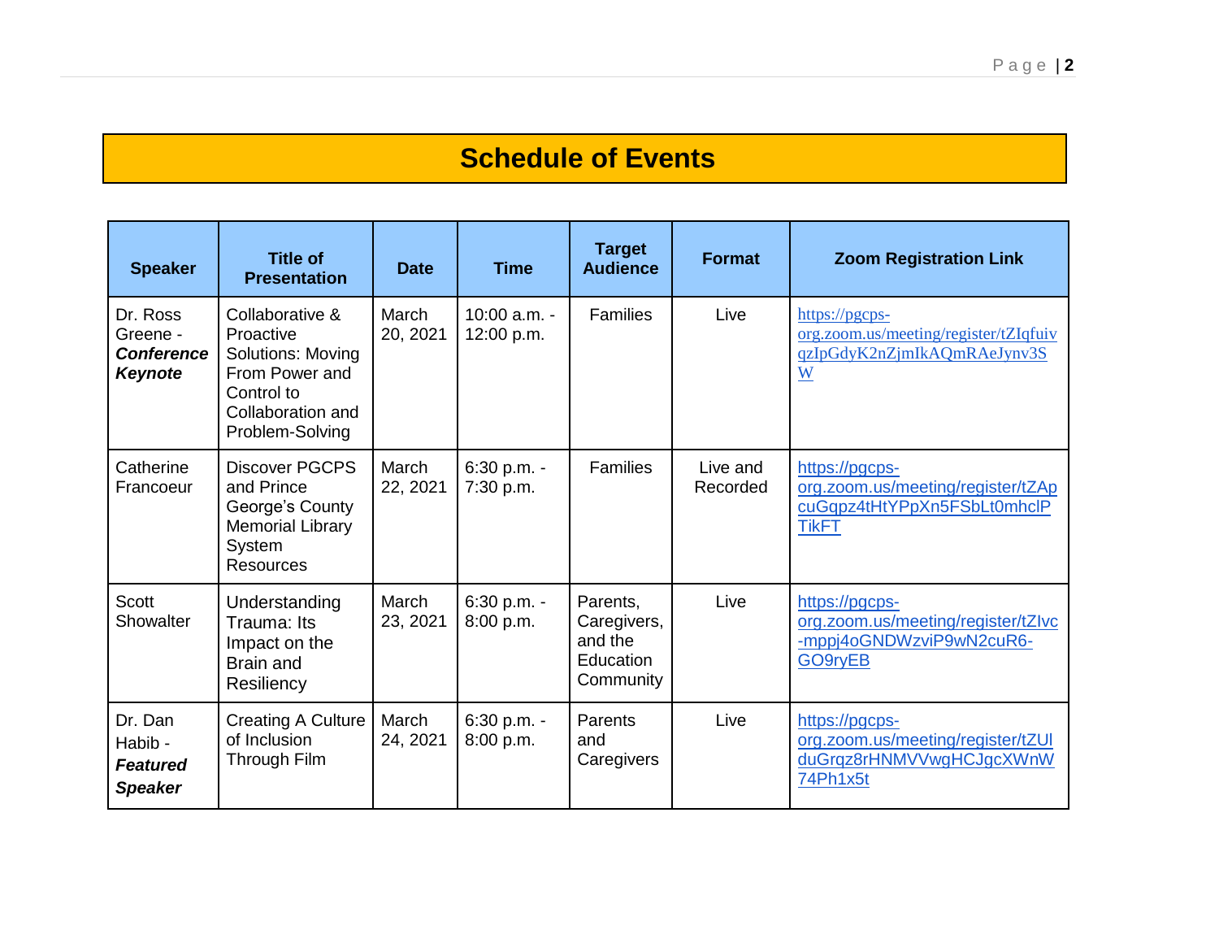# Schedule of Events

| Speaker | Title of Presentation | Date | Time | Target Audience | Format | Zoom Registration Link |
|---|---|---|---|---|---|---|
| Dr. Ross Greene - ***Conference Keynote*** | Collaborative & Proactive Solutions: Moving From Power and Control to Collaboration and Problem-Solving | March 20, 2021 | 10:00 a.m. - 12:00 p.m. | Families | Live | https://pgcps-org.zoom.us/meeting/register/tZIqfuivqzIpGdyK2nZjmIkAQmRAeJynv3SW |
| Catherine Francoeur | Discover PGCPS and Prince George's County Memorial Library System Resources | March 22, 2021 | 6:30 p.m. - 7:30 p.m. | Families | Live and Recorded | https://pgcps-org.zoom.us/meeting/register/tZApcuGqpz4tHtYPpXn5FSbLt0mhclPTikFT |
| Scott Showalter | Understanding Trauma: Its Impact on the Brain and Resiliency | March 23, 2021 | 6:30 p.m. - 8:00 p.m. | Parents, Caregivers, and the Education Community | Live | https://pgcps-org.zoom.us/meeting/register/tZIvc-mppj4oGNDWzviP9wN2cuR6-GO9ryEB |
| Dr. Dan Habib - ***Featured Speaker*** | Creating A Culture of Inclusion Through Film | March 24, 2021 | 6:30 p.m. - 8:00 p.m. | Parents and Caregivers | Live | https://pgcps-org.zoom.us/meeting/register/tZUlduGrqz8rHNMVVwgHCJgcXWnW74Ph1x5t |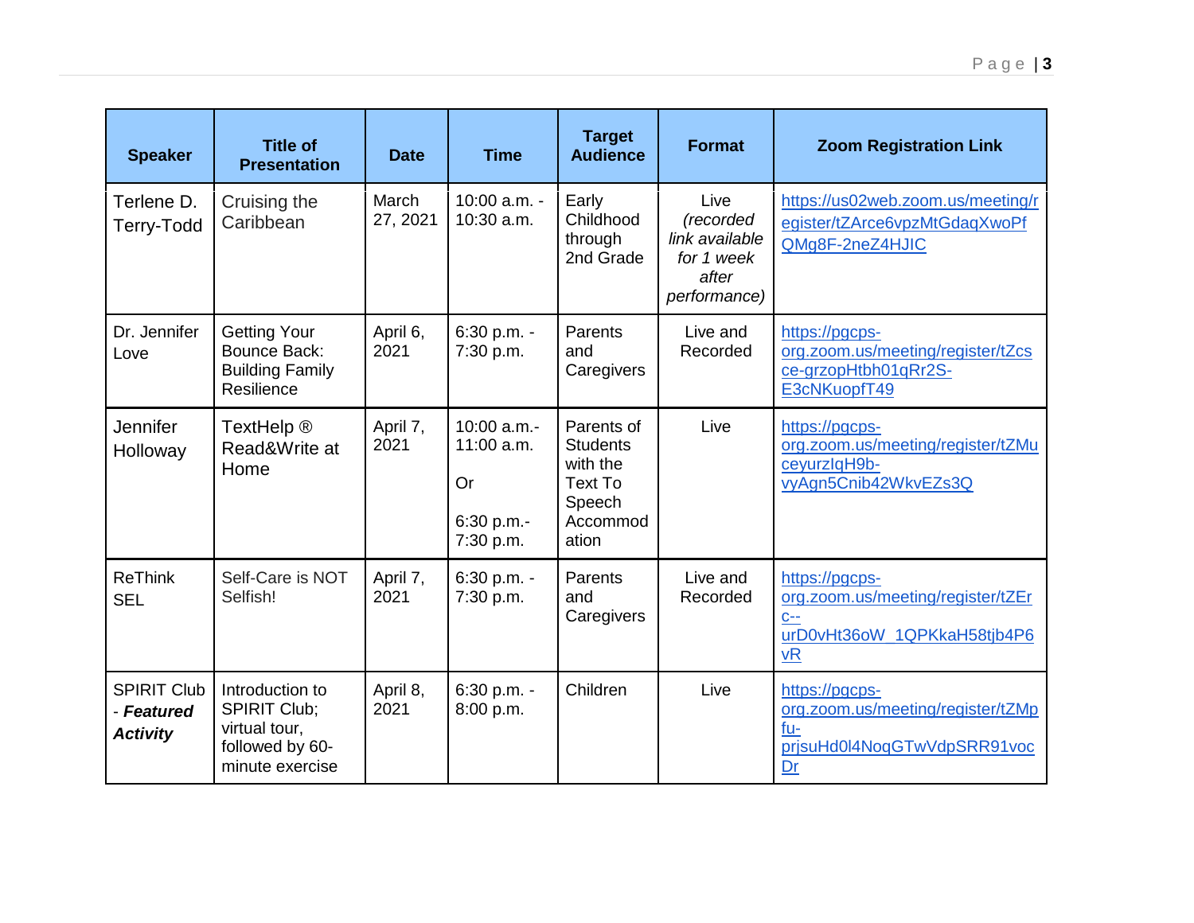| Speaker | Title of Presentation | Date | Time | Target Audience | Format | Zoom Registration Link |
|---|---|---|---|---|---|---|
| Terlene D. Terry-Todd | Cruising the Caribbean | March 27, 2021 | 10:00 a.m. - 10:30 a.m. | Early Childhood through 2nd Grade | Live *(recorded link available for 1 week after performance)* | https://us02web.zoom.us/meeting/register/tZArce6vpzMtGdaqXwoPfQMg8F-2neZ4HJIC |
| Dr. Jennifer Love | Getting Your Bounce Back: Building Family Resilience | April 6, 2021 | 6:30 p.m. - 7:30 p.m. | Parents and Caregivers | Live and Recorded | https://pgcps-org.zoom.us/meeting/register/tZcsce-grzopHtbh01qRr2S-E3cNKuopfT49 |
| Jennifer Holloway | TextHelp ® Read&Write at Home | April 7, 2021 | 10:00 a.m.- 11:00 a.m. Or 6:30 p.m.- 7:30 p.m. | Parents of Students with the Text To Speech Accommodation | Live | https://pgcps-org.zoom.us/meeting/register/tZMuceyurzIqH9b-vyAgn5Cnib42WkvEZs3Q |
| ReThink SEL | Self-Care is NOT Selfish! | April 7, 2021 | 6:30 p.m. - 7:30 p.m. | Parents and Caregivers | Live and Recorded | https://pgcps-org.zoom.us/meeting/register/tZErc--urD0vHt36oW_1QPKkaH58tjb4P6vR |
| SPIRIT Club - ***Featured Activity*** | Introduction to SPIRIT Club; virtual tour, followed by 60-minute exercise | April 8, 2021 | 6:30 p.m. - 8:00 p.m. | Children | Live | https://pgcps-org.zoom.us/meeting/register/tZMpfu-prjsuHd0l4NoqGTwVdpSRR91vocDr |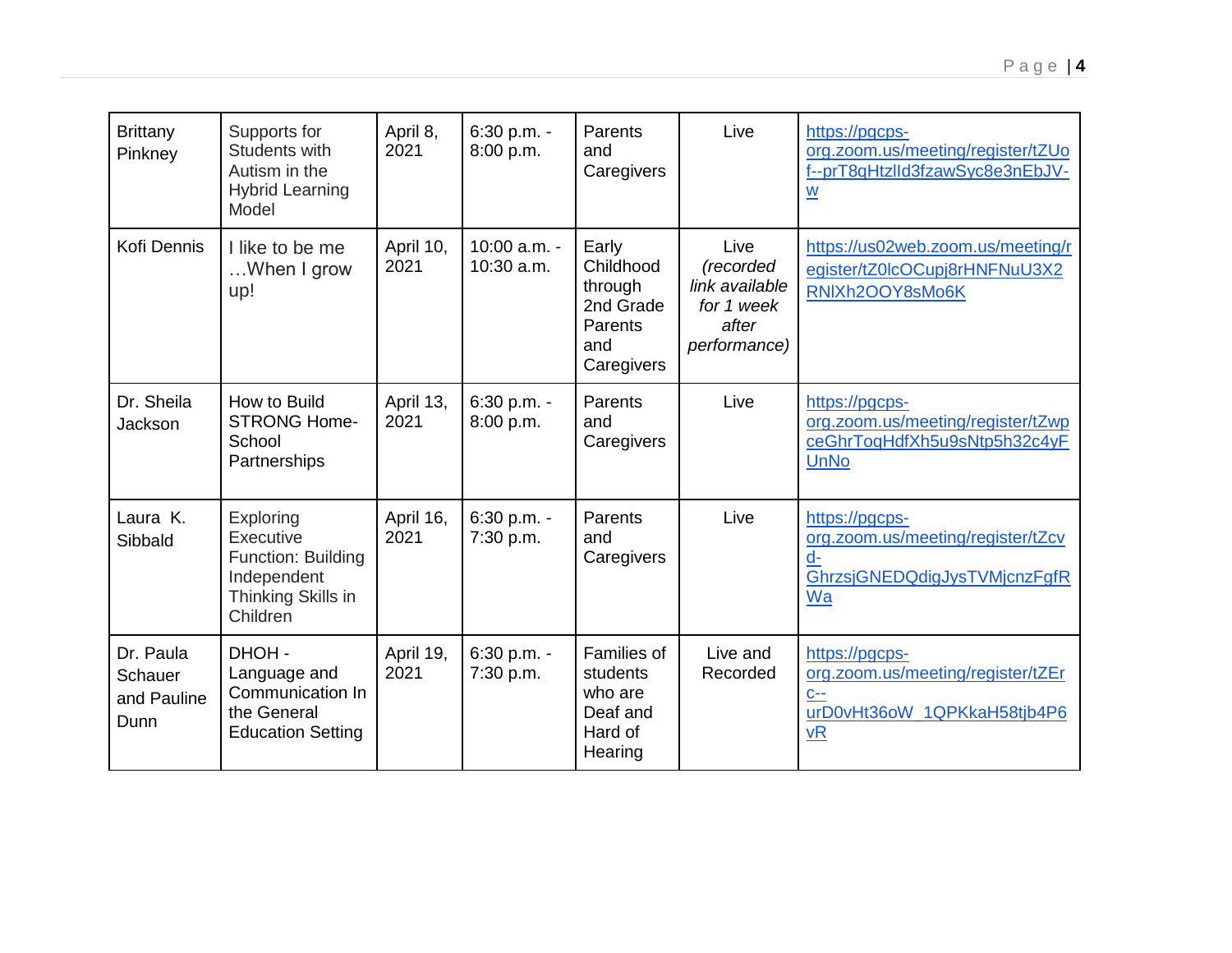| Brittany Pinkney | Supports for Students with Autism in the Hybrid Learning Model | April 8, 2021 | 6:30 p.m. - 8:00 p.m. | Parents and Caregivers | Live | https://pgcps-org.zoom.us/meeting/register/tZUof--prT8qHtzlId3fzawSyc8e3nEbJV-w |
|---|---|---|---|---|---|---|
| Kofi Dennis | I like to be me …When I grow up! | April 10, 2021 | 10:00 a.m. - 10:30 a.m. | Early Childhood through 2nd Grade Parents and Caregivers | Live *(recorded link available for 1 week after performance)* | https://us02web.zoom.us/meeting/register/tZ0lcOCupj8rHNFNuU3X2RNlXh2OOY8sMo6K |
| Dr. Sheila Jackson | How to Build STRONG Home-School Partnerships | April 13, 2021 | 6:30 p.m. - 8:00 p.m. | Parents and Caregivers | Live | https://pgcps-org.zoom.us/meeting/register/tZwpceGhrToqHdfXh5u9sNtp5h32c4yFUnNo |
| Laura K. Sibbald | Exploring Executive Function: Building Independent Thinking Skills in Children | April 16, 2021 | 6:30 p.m. - 7:30 p.m. | Parents and Caregivers | Live | https://pgcps-org.zoom.us/meeting/register/tZcvd-GhrzsjGNEDQdigJysTVMjcnzFgfRWa |
| Dr. Paula Schauer and Pauline Dunn | DHOH - Language and Communication In the General Education Setting | April 19, 2021 | 6:30 p.m. - 7:30 p.m. | Families of students who are Deaf and Hard of Hearing | Live and Recorded | https://pgcps-org.zoom.us/meeting/register/tZErc--urD0vHt36oW_1QPKkaH58tjb4P6vR |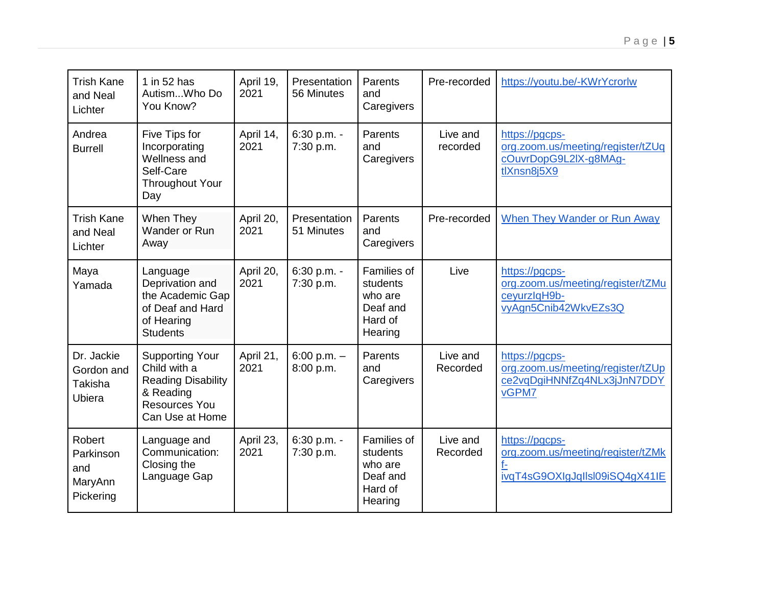| Trish Kane and Neal Lichter | 1 in 52 has Autism...Who Do You Know? | April 19, 2021 | Presentation 56 Minutes | Parents and Caregivers | Pre-recorded | https://youtu.be/-KWrYcrorlw |
|---|---|---|---|---|---|---|
| Andrea Burrell | Five Tips for Incorporating Wellness and Self-Care Throughout Your Day | April 14, 2021 | 6:30 p.m. - 7:30 p.m. | Parents and Caregivers | Live and recorded | https://pgcps-org.zoom.us/meeting/register/tZUqcOuvrDopG9L2lX-g8MAg-tlXnsn8j5X9 |
| Trish Kane and Neal Lichter | When They Wander or Run Away | April 20, 2021 | Presentation 51 Minutes | Parents and Caregivers | Pre-recorded | When They Wander or Run Away |
| Maya Yamada | Language Deprivation and the Academic Gap of Deaf and Hard of Hearing Students | April 20, 2021 | 6:30 p.m. - 7:30 p.m. | Families of students who are Deaf and Hard of Hearing | Live | https://pgcps-org.zoom.us/meeting/register/tZMuceyurzIqH9b-vyAgn5Cnib42WkvEZs3Q |
| Dr. Jackie Gordon and Takisha Ubiera | Supporting Your Child with a Reading Disability & Reading Resources You Can Use at Home | April 21, 2021 | 6:00 p.m. – 8:00 p.m. | Parents and Caregivers | Live and Recorded | https://pgcps-org.zoom.us/meeting/register/tZUpce2vqDgiHNNfZq4NLx3jJnN7DDYvGPM7 |
| Robert Parkinson and MaryAnn Pickering | Language and Communication: Closing the Language Gap | April 23, 2021 | 6:30 p.m. - 7:30 p.m. | Families of students who are Deaf and Hard of Hearing | Live and Recorded | https://pgcps-org.zoom.us/meeting/register/tZMkf-ivqT4sG9OXIgJqIlsl09iSQ4gX41IE |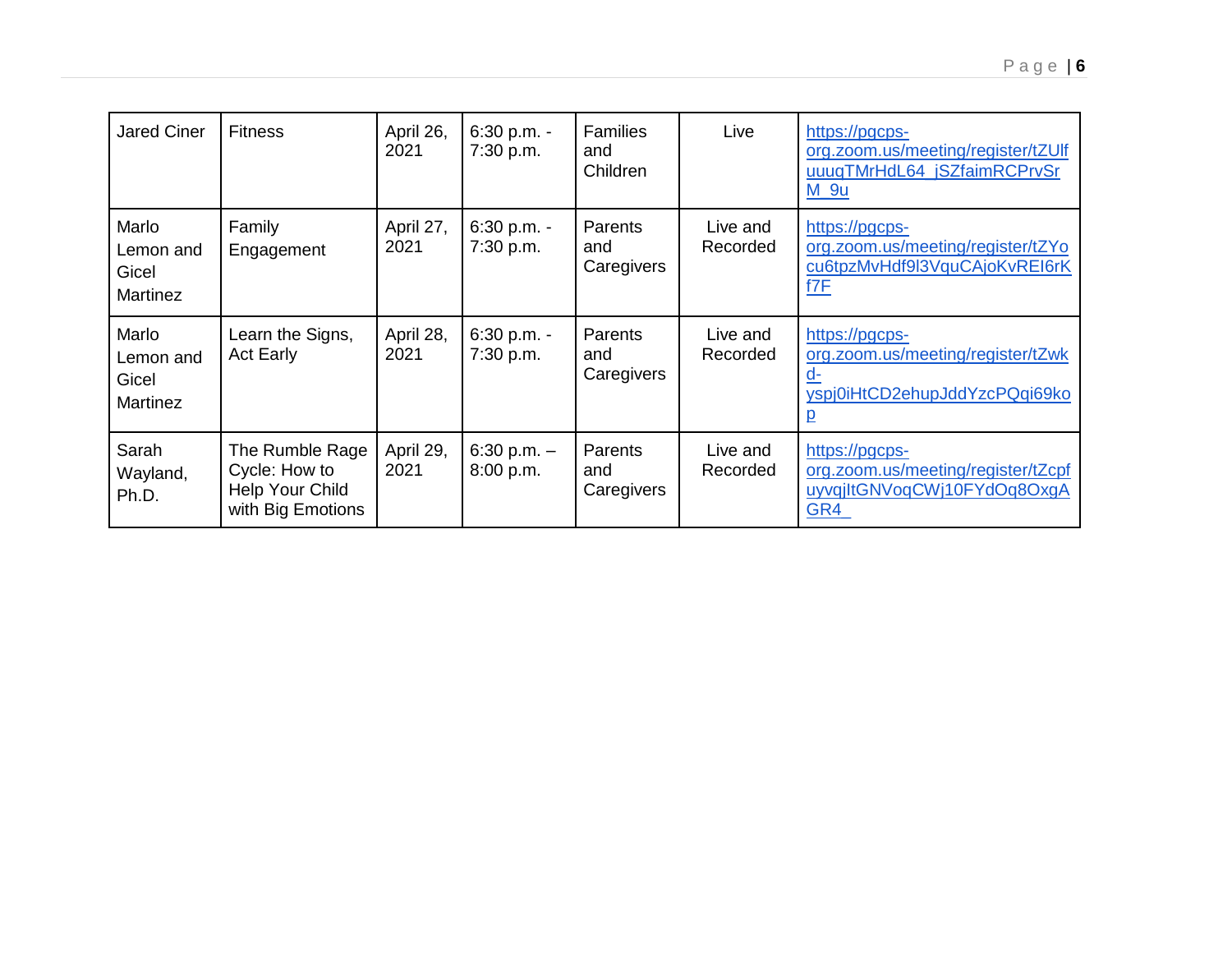| Jared Ciner | Fitness | April 26, 2021 | 6:30 p.m. - 7:30 p.m. | Families and Children | Live | https://pgcps-org.zoom.us/meeting/register/tZUlfuuuqTMrHdL64_jSZfaimRCPrvSrM_9u |
|---|---|---|---|---|---|---|
| Marlo Lemon and Gicel Martinez | Family Engagement | April 27, 2021 | 6:30 p.m. - 7:30 p.m. | Parents and Caregivers | Live and Recorded | https://pgcps-org.zoom.us/meeting/register/tZYocu6tpzMvHdf9l3VquCAjoKvREI6rKf7F |
| Marlo Lemon and Gicel Martinez | Learn the Signs, Act Early | April 28, 2021 | 6:30 p.m. - 7:30 p.m. | Parents and Caregivers | Live and Recorded | https://pgcps-org.zoom.us/meeting/register/tZwkd-yspj0iHtCD2ehupJddYzcPQqi69kop |
| Sarah Wayland, Ph.D. | The Rumble Rage Cycle: How to Help Your Child with Big Emotions | April 29, 2021 | 6:30 p.m. – 8:00 p.m. | Parents and Caregivers | Live and Recorded | https://pgcps-org.zoom.us/meeting/register/tZcpfuyvqjItGNVoqCWj10FYdOq8OxgAGR4 |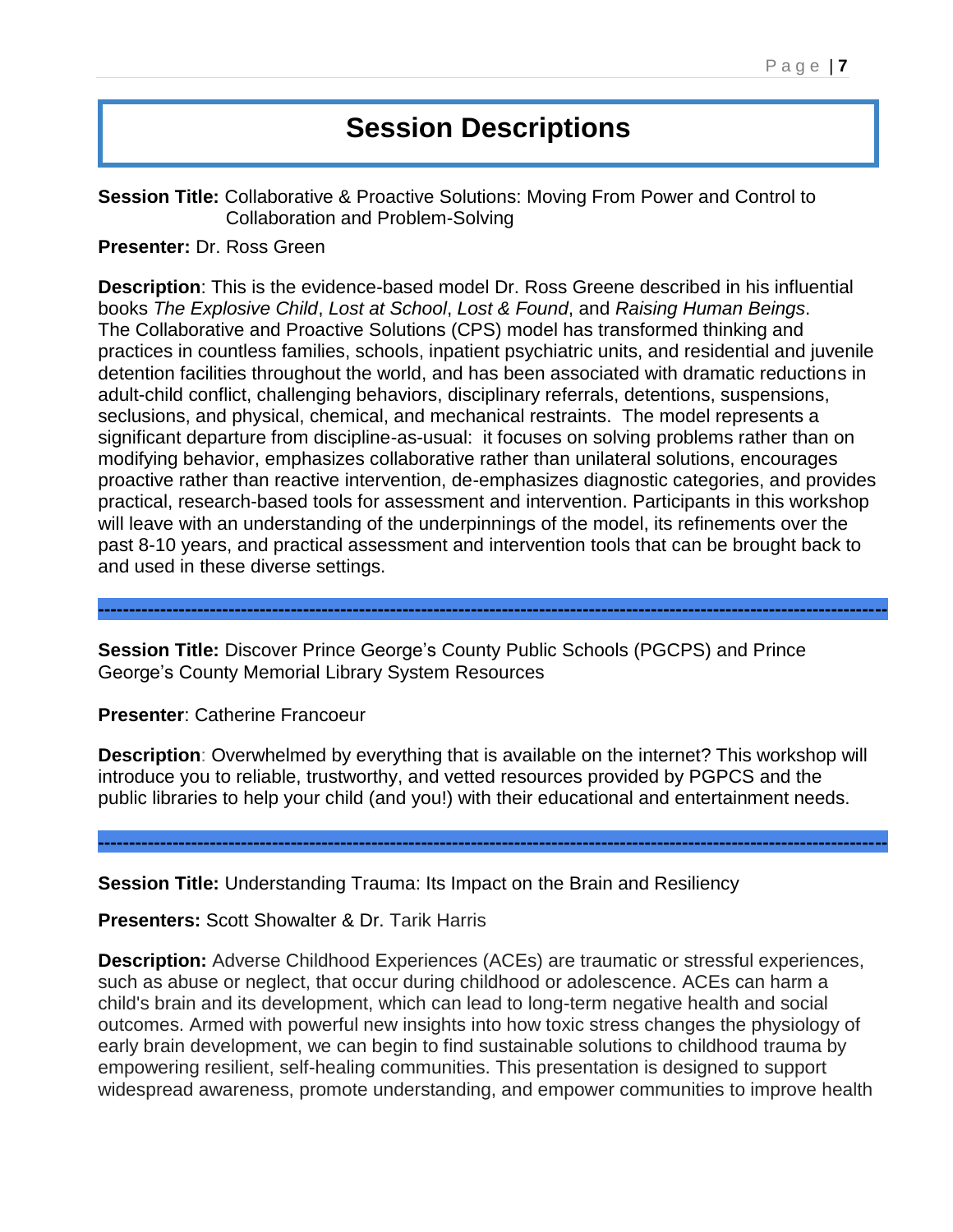# Session Descriptions

**Session Title:** Collaborative & Proactive Solutions: Moving From Power and Control to Collaboration and Problem-Solving

**Presenter:** Dr. Ross Green

**Description**: This is the evidence-based model Dr. Ross Greene described in his influential books *The Explosive Child*, *Lost at School*, *Lost & Found*, and *Raising Human Beings*. The Collaborative and Proactive Solutions (CPS) model has transformed thinking and practices in countless families, schools, inpatient psychiatric units, and residential and juvenile detention facilities throughout the world, and has been associated with dramatic reductions in adult-child conflict, challenging behaviors, disciplinary referrals, detentions, suspensions, seclusions, and physical, chemical, and mechanical restraints. The model represents a significant departure from discipline-as-usual: it focuses on solving problems rather than on modifying behavior, emphasizes collaborative rather than unilateral solutions, encourages proactive rather than reactive intervention, de-emphasizes diagnostic categories, and provides practical, research-based tools for assessment and intervention. Participants in this workshop will leave with an understanding of the underpinnings of the model, its refinements over the past 8-10 years, and practical assessment and intervention tools that can be brought back to and used in these diverse settings.

---

**Session Title:** Discover Prince George's County Public Schools (PGCPS) and Prince George's County Memorial Library System Resources

**Presenter**: Catherine Francoeur

**Description**: Overwhelmed by everything that is available on the internet? This workshop will introduce you to reliable, trustworthy, and vetted resources provided by PGPCS and the public libraries to help your child (and you!) with their educational and entertainment needs.

---

**Session Title:** Understanding Trauma: Its Impact on the Brain and Resiliency

**Presenters:** Scott Showalter & Dr. Tarik Harris

**Description:** Adverse Childhood Experiences (ACEs) are traumatic or stressful experiences, such as abuse or neglect, that occur during childhood or adolescence. ACEs can harm a child's brain and its development, which can lead to long-term negative health and social outcomes. Armed with powerful new insights into how toxic stress changes the physiology of early brain development, we can begin to find sustainable solutions to childhood trauma by empowering resilient, self-healing communities. This presentation is designed to support widespread awareness, promote understanding, and empower communities to improve health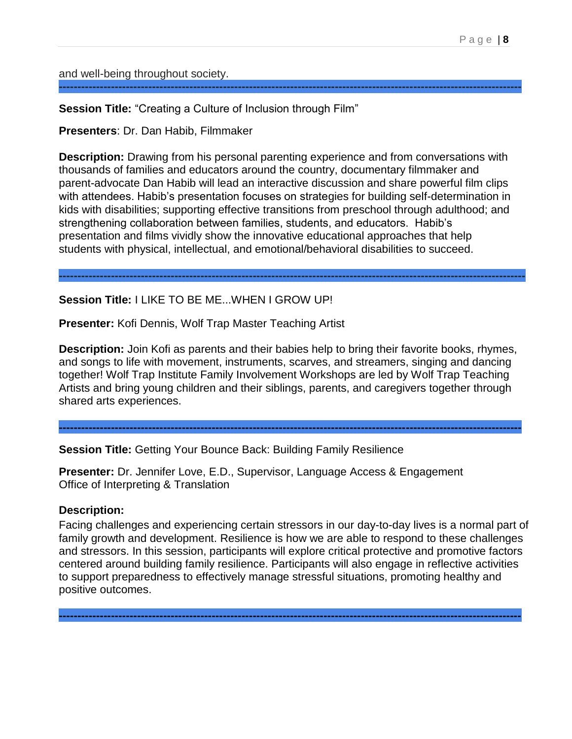and well-being throughout society.

---

**Session Title:** "Creating a Culture of Inclusion through Film"

**Presenters**: Dr. Dan Habib, Filmmaker

**Description:** Drawing from his personal parenting experience and from conversations with thousands of families and educators around the country, documentary filmmaker and parent-advocate Dan Habib will lead an interactive discussion and share powerful film clips with attendees. Habib's presentation focuses on strategies for building self-determination in kids with disabilities; supporting effective transitions from preschool through adulthood; and strengthening collaboration between families, students, and educators. Habib's presentation and films vividly show the innovative educational approaches that help students with physical, intellectual, and emotional/behavioral disabilities to succeed.

---

**Session Title:** I LIKE TO BE ME...WHEN I GROW UP!

**Presenter:** Kofi Dennis, Wolf Trap Master Teaching Artist

**Description:** Join Kofi as parents and their babies help to bring their favorite books, rhymes, and songs to life with movement, instruments, scarves, and streamers, singing and dancing together! Wolf Trap Institute Family Involvement Workshops are led by Wolf Trap Teaching Artists and bring young children and their siblings, parents, and caregivers together through shared arts experiences.

---

**Session Title:** Getting Your Bounce Back: Building Family Resilience

**Presenter:** Dr. Jennifer Love, E.D., Supervisor, Language Access & Engagement
Office of Interpreting & Translation

**Description:**
Facing challenges and experiencing certain stressors in our day-to-day lives is a normal part of family growth and development. Resilience is how we are able to respond to these challenges and stressors. In this session, participants will explore critical protective and promotive factors centered around building family resilience. Participants will also engage in reflective activities to support preparedness to effectively manage stressful situations, promoting healthy and positive outcomes.

---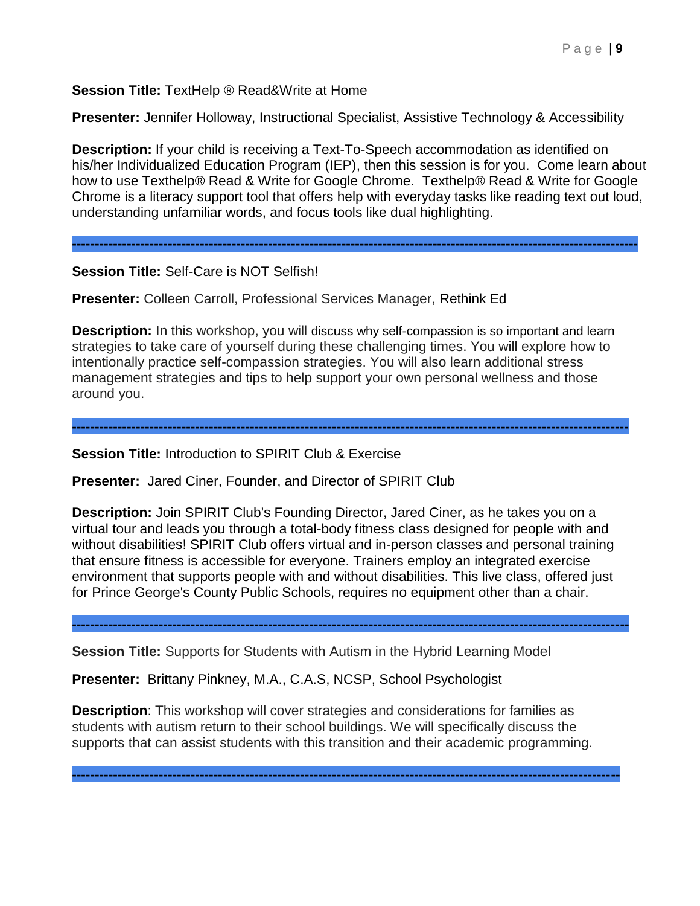**Session Title:** TextHelp ® Read&Write at Home

**Presenter:** Jennifer Holloway, Instructional Specialist, Assistive Technology & Accessibility

**Description:** If your child is receiving a Text-To-Speech accommodation as identified on his/her Individualized Education Program (IEP), then this session is for you. Come learn about how to use Texthelp® Read & Write for Google Chrome. Texthelp® Read & Write for Google Chrome is a literacy support tool that offers help with everyday tasks like reading text out loud, understanding unfamiliar words, and focus tools like dual highlighting.

---

**Session Title:** Self-Care is NOT Selfish!

**Presenter:** Colleen Carroll, Professional Services Manager, Rethink Ed

**Description:** In this workshop, you will discuss why self-compassion is so important and learn strategies to take care of yourself during these challenging times. You will explore how to intentionally practice self-compassion strategies. You will also learn additional stress management strategies and tips to help support your own personal wellness and those around you.

---

**Session Title:** Introduction to SPIRIT Club & Exercise

**Presenter:** Jared Ciner, Founder, and Director of SPIRIT Club

**Description:** Join SPIRIT Club's Founding Director, Jared Ciner, as he takes you on a virtual tour and leads you through a total-body fitness class designed for people with and without disabilities! SPIRIT Club offers virtual and in-person classes and personal training that ensure fitness is accessible for everyone. Trainers employ an integrated exercise environment that supports people with and without disabilities. This live class, offered just for Prince George's County Public Schools, requires no equipment other than a chair.

---

**Session Title:** Supports for Students with Autism in the Hybrid Learning Model

**Presenter:** Brittany Pinkney, M.A., C.A.S, NCSP, School Psychologist

**Description**: This workshop will cover strategies and considerations for families as students with autism return to their school buildings. We will specifically discuss the supports that can assist students with this transition and their academic programming.

---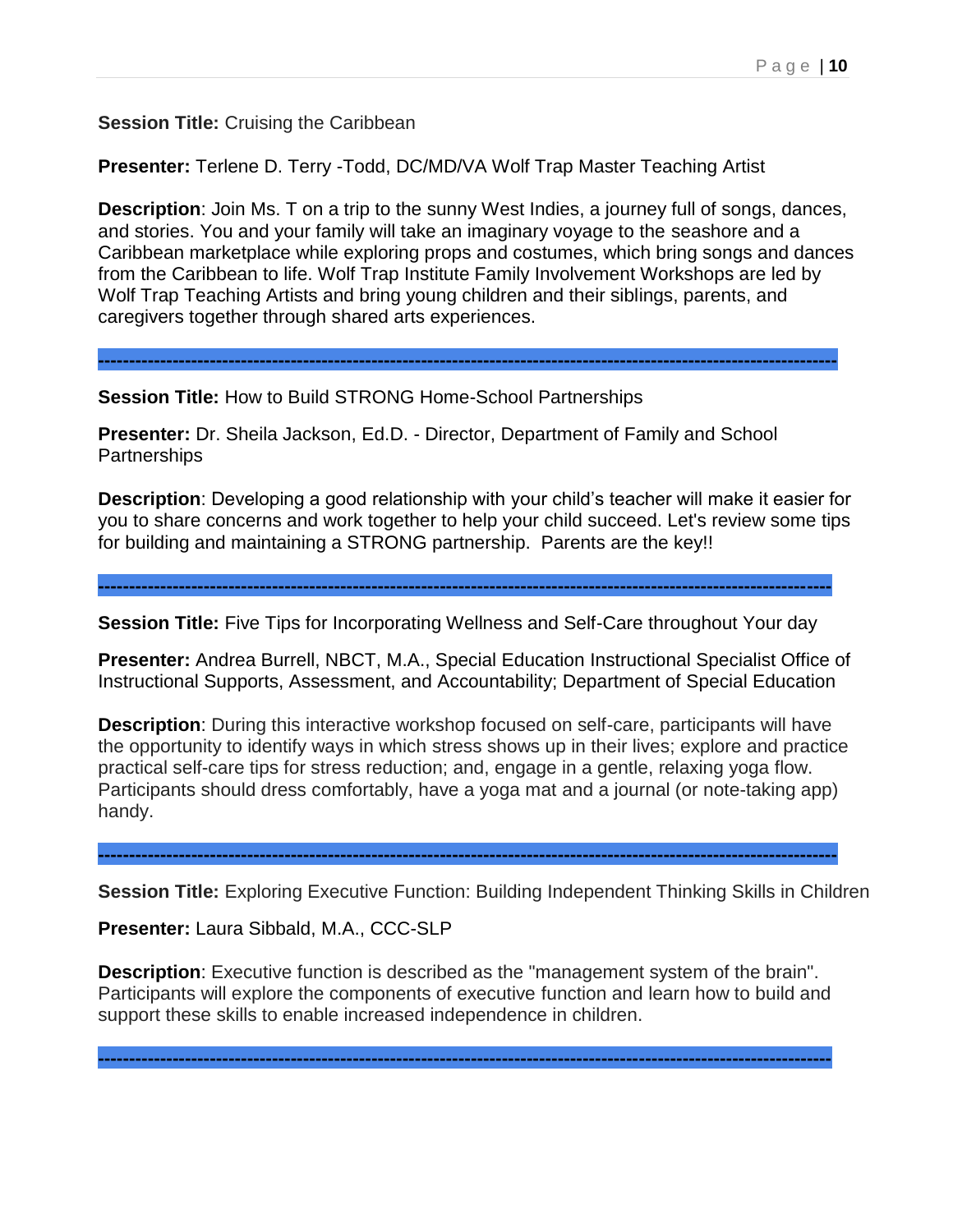**Session Title:** Cruising the Caribbean

**Presenter:** Terlene D. Terry -Todd, DC/MD/VA Wolf Trap Master Teaching Artist

**Description**: Join Ms. T on a trip to the sunny West Indies, a journey full of songs, dances, and stories. You and your family will take an imaginary voyage to the seashore and a Caribbean marketplace while exploring props and costumes, which bring songs and dances from the Caribbean to life. Wolf Trap Institute Family Involvement Workshops are led by Wolf Trap Teaching Artists and bring young children and their siblings, parents, and caregivers together through shared arts experiences.

---

**Session Title:** How to Build STRONG Home-School Partnerships

**Presenter:** Dr. Sheila Jackson, Ed.D. - Director, Department of Family and School Partnerships

**Description**: Developing a good relationship with your child's teacher will make it easier for you to share concerns and work together to help your child succeed. Let's review some tips for building and maintaining a STRONG partnership. Parents are the key!!

---

**Session Title:** Five Tips for Incorporating Wellness and Self-Care throughout Your day

**Presenter:** Andrea Burrell, NBCT, M.A., Special Education Instructional Specialist Office of Instructional Supports, Assessment, and Accountability; Department of Special Education

**Description**: During this interactive workshop focused on self-care, participants will have the opportunity to identify ways in which stress shows up in their lives; explore and practice practical self-care tips for stress reduction; and, engage in a gentle, relaxing yoga flow. Participants should dress comfortably, have a yoga mat and a journal (or note-taking app) handy.

---

**Session Title:** Exploring Executive Function: Building Independent Thinking Skills in Children

**Presenter:** Laura Sibbald, M.A., CCC-SLP

**Description**: Executive function is described as the "management system of the brain". Participants will explore the components of executive function and learn how to build and support these skills to enable increased independence in children.

---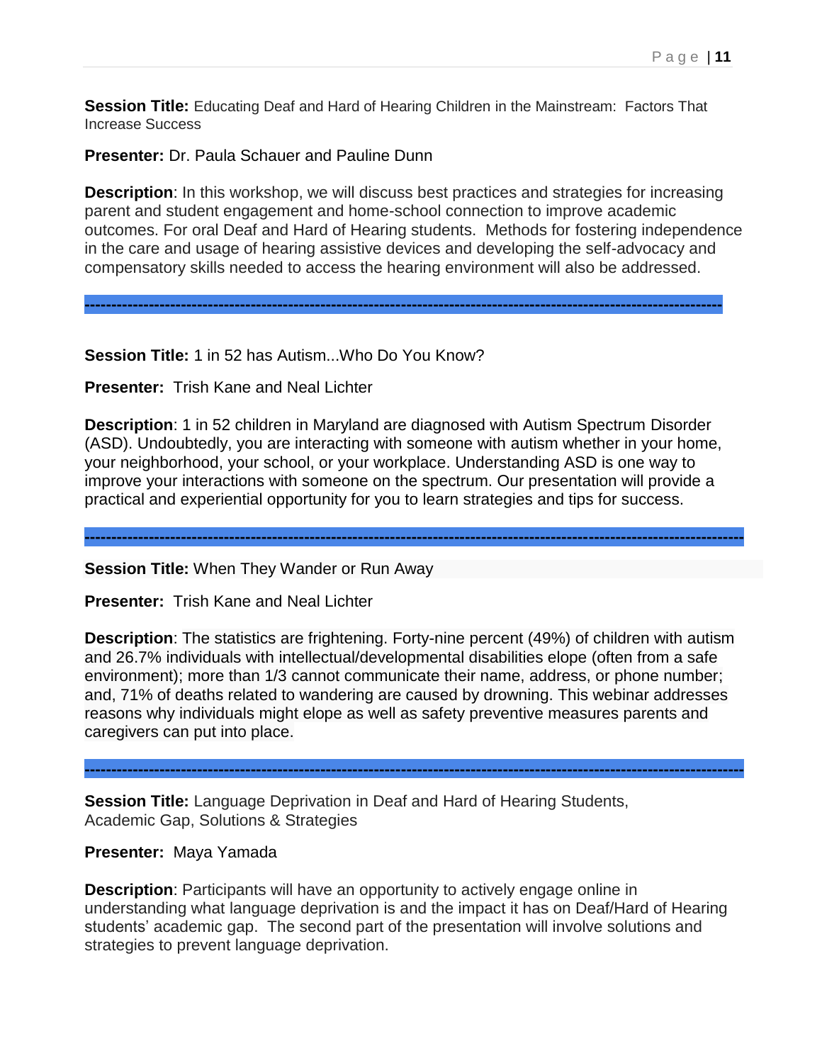**Session Title:** Educating Deaf and Hard of Hearing Children in the Mainstream: Factors That Increase Success

**Presenter:** Dr. Paula Schauer and Pauline Dunn

**Description**: In this workshop, we will discuss best practices and strategies for increasing parent and student engagement and home-school connection to improve academic outcomes. For oral Deaf and Hard of Hearing students. Methods for fostering independence in the care and usage of hearing assistive devices and developing the self-advocacy and compensatory skills needed to access the hearing environment will also be addressed.

---

**Session Title:** 1 in 52 has Autism...Who Do You Know?

**Presenter:** Trish Kane and Neal Lichter

**Description**: 1 in 52 children in Maryland are diagnosed with Autism Spectrum Disorder (ASD). Undoubtedly, you are interacting with someone with autism whether in your home, your neighborhood, your school, or your workplace. Understanding ASD is one way to improve your interactions with someone on the spectrum. Our presentation will provide a practical and experiential opportunity for you to learn strategies and tips for success.

---

**Session Title:** When They Wander or Run Away

**Presenter:** Trish Kane and Neal Lichter

**Description**: The statistics are frightening. Forty-nine percent (49%) of children with autism and 26.7% individuals with intellectual/developmental disabilities elope (often from a safe environment); more than 1/3 cannot communicate their name, address, or phone number; and, 71% of deaths related to wandering are caused by drowning. This webinar addresses reasons why individuals might elope as well as safety preventive measures parents and caregivers can put into place.

---

**Session Title:** Language Deprivation in Deaf and Hard of Hearing Students, Academic Gap, Solutions & Strategies

**Presenter:** Maya Yamada

**Description**: Participants will have an opportunity to actively engage online in understanding what language deprivation is and the impact it has on Deaf/Hard of Hearing students' academic gap. The second part of the presentation will involve solutions and strategies to prevent language deprivation.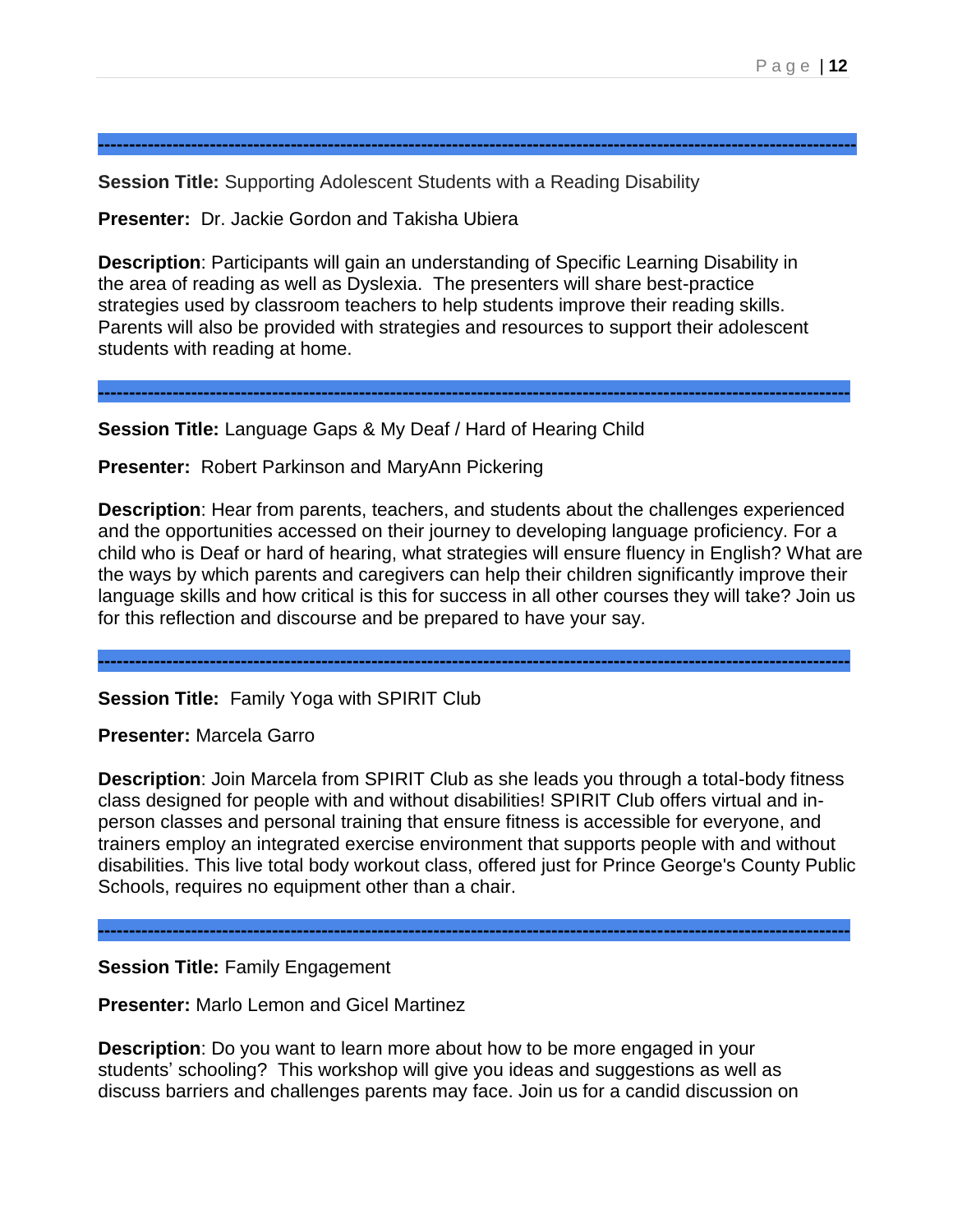---

**Session Title:** Supporting Adolescent Students with a Reading Disability

**Presenter:** Dr. Jackie Gordon and Takisha Ubiera

**Description**: Participants will gain an understanding of Specific Learning Disability in the area of reading as well as Dyslexia. The presenters will share best-practice strategies used by classroom teachers to help students improve their reading skills. Parents will also be provided with strategies and resources to support their adolescent students with reading at home.

---

**Session Title:** Language Gaps & My Deaf / Hard of Hearing Child

**Presenter:** Robert Parkinson and MaryAnn Pickering

**Description**: Hear from parents, teachers, and students about the challenges experienced and the opportunities accessed on their journey to developing language proficiency. For a child who is Deaf or hard of hearing, what strategies will ensure fluency in English? What are the ways by which parents and caregivers can help their children significantly improve their language skills and how critical is this for success in all other courses they will take? Join us for this reflection and discourse and be prepared to have your say.

---

**Session Title:** Family Yoga with SPIRIT Club

**Presenter:** Marcela Garro

**Description**: Join Marcela from SPIRIT Club as she leads you through a total-body fitness class designed for people with and without disabilities! SPIRIT Club offers virtual and in-person classes and personal training that ensure fitness is accessible for everyone, and trainers employ an integrated exercise environment that supports people with and without disabilities. This live total body workout class, offered just for Prince George's County Public Schools, requires no equipment other than a chair.

---

**Session Title:** Family Engagement

**Presenter:** Marlo Lemon and Gicel Martinez

**Description**: Do you want to learn more about how to be more engaged in your students' schooling? This workshop will give you ideas and suggestions as well as discuss barriers and challenges parents may face. Join us for a candid discussion on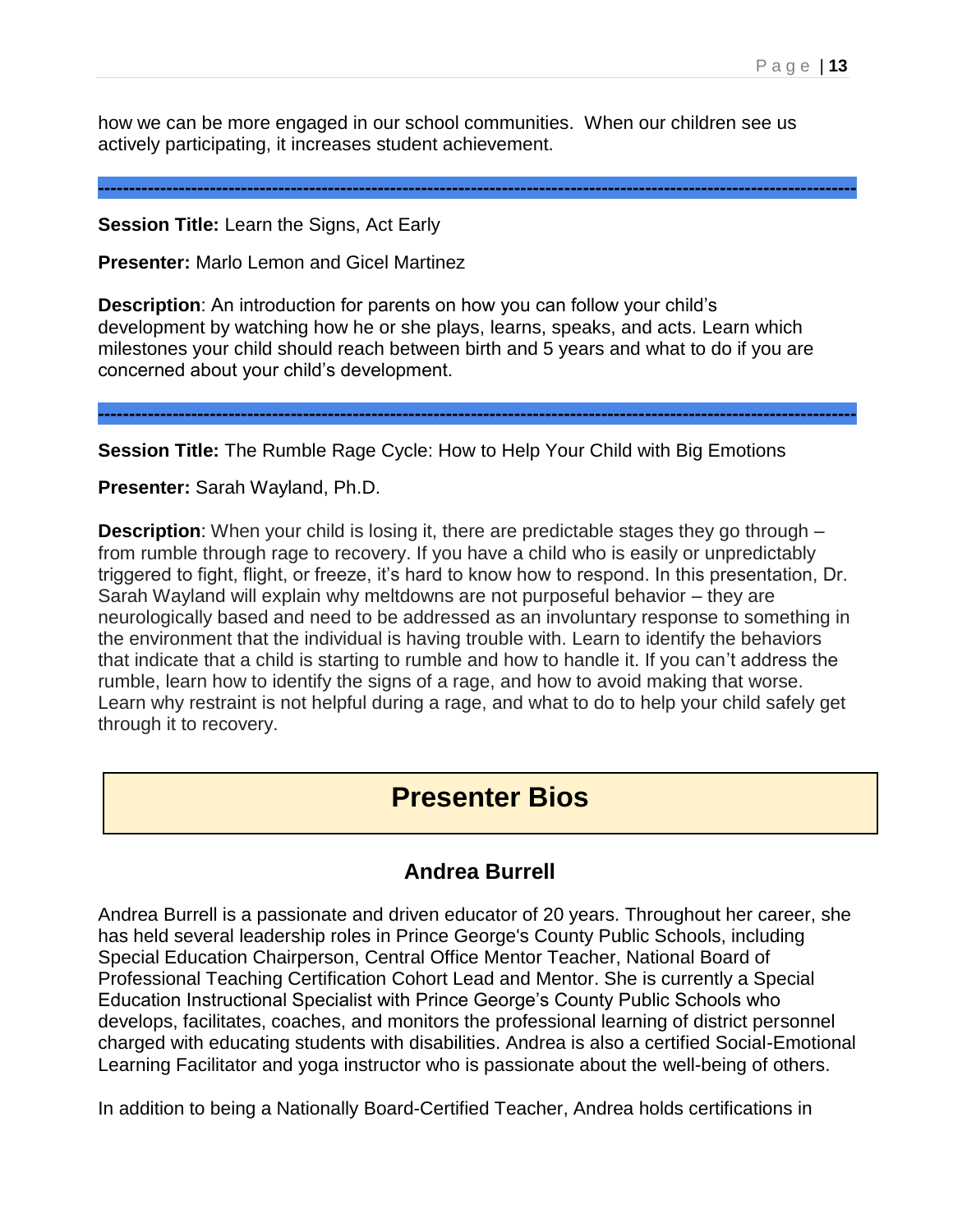how we can be more engaged in our school communities. When our children see us actively participating, it increases student achievement.

---

**Session Title:** Learn the Signs, Act Early

**Presenter:** Marlo Lemon and Gicel Martinez

**Description**: An introduction for parents on how you can follow your child's development by watching how he or she plays, learns, speaks, and acts. Learn which milestones your child should reach between birth and 5 years and what to do if you are concerned about your child's development.

---

**Session Title:** The Rumble Rage Cycle: How to Help Your Child with Big Emotions

**Presenter:** Sarah Wayland, Ph.D.

**Description**: When your child is losing it, there are predictable stages they go through – from rumble through rage to recovery. If you have a child who is easily or unpredictably triggered to fight, flight, or freeze, it's hard to know how to respond. In this presentation, Dr. Sarah Wayland will explain why meltdowns are not purposeful behavior – they are neurologically based and need to be addressed as an involuntary response to something in the environment that the individual is having trouble with. Learn to identify the behaviors that indicate that a child is starting to rumble and how to handle it. If you can't address the rumble, learn how to identify the signs of a rage, and how to avoid making that worse. Learn why restraint is not helpful during a rage, and what to do to help your child safely get through it to recovery.

# Presenter Bios

## Andrea Burrell

Andrea Burrell is a passionate and driven educator of 20 years. Throughout her career, she has held several leadership roles in Prince George's County Public Schools, including Special Education Chairperson, Central Office Mentor Teacher, National Board of Professional Teaching Certification Cohort Lead and Mentor. She is currently a Special Education Instructional Specialist with Prince George's County Public Schools who develops, facilitates, coaches, and monitors the professional learning of district personnel charged with educating students with disabilities. Andrea is also a certified Social-Emotional Learning Facilitator and yoga instructor who is passionate about the well-being of others.

In addition to being a Nationally Board-Certified Teacher, Andrea holds certifications in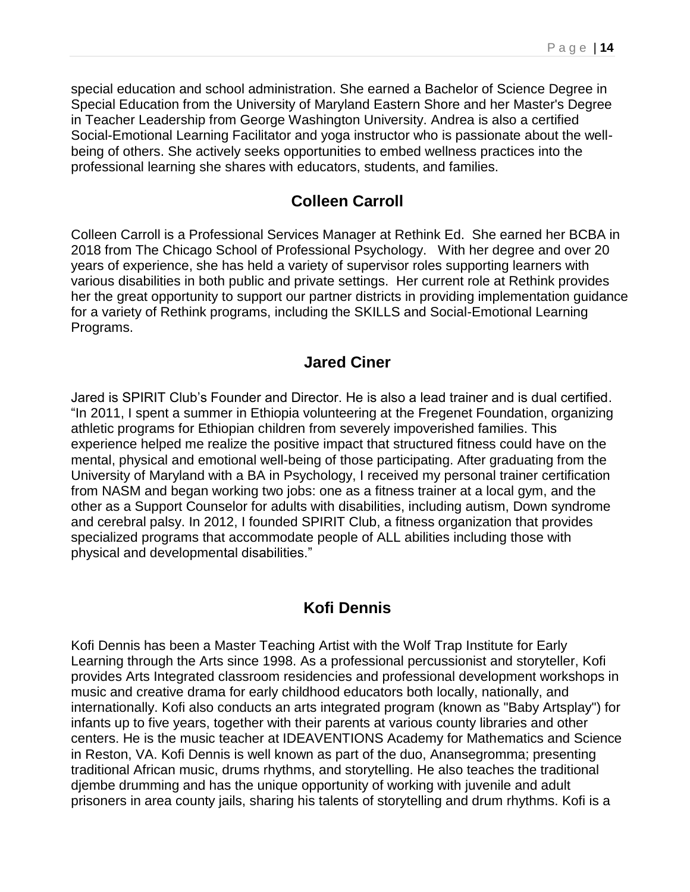special education and school administration. She earned a Bachelor of Science Degree in Special Education from the University of Maryland Eastern Shore and her Master's Degree in Teacher Leadership from George Washington University. Andrea is also a certified Social-Emotional Learning Facilitator and yoga instructor who is passionate about the well-being of others. She actively seeks opportunities to embed wellness practices into the professional learning she shares with educators, students, and families.

## Colleen Carroll

Colleen Carroll is a Professional Services Manager at Rethink Ed. She earned her BCBA in 2018 from The Chicago School of Professional Psychology. With her degree and over 20 years of experience, she has held a variety of supervisor roles supporting learners with various disabilities in both public and private settings. Her current role at Rethink provides her the great opportunity to support our partner districts in providing implementation guidance for a variety of Rethink programs, including the SKILLS and Social-Emotional Learning Programs.

## Jared Ciner

Jared is SPIRIT Club's Founder and Director. He is also a lead trainer and is dual certified. "In 2011, I spent a summer in Ethiopia volunteering at the Fregenet Foundation, organizing athletic programs for Ethiopian children from severely impoverished families. This experience helped me realize the positive impact that structured fitness could have on the mental, physical and emotional well-being of those participating. After graduating from the University of Maryland with a BA in Psychology, I received my personal trainer certification from NASM and began working two jobs: one as a fitness trainer at a local gym, and the other as a Support Counselor for adults with disabilities, including autism, Down syndrome and cerebral palsy. In 2012, I founded SPIRIT Club, a fitness organization that provides specialized programs that accommodate people of ALL abilities including those with physical and developmental disabilities."

## Kofi Dennis

Kofi Dennis has been a Master Teaching Artist with the Wolf Trap Institute for Early Learning through the Arts since 1998. As a professional percussionist and storyteller, Kofi provides Arts Integrated classroom residencies and professional development workshops in music and creative drama for early childhood educators both locally, nationally, and internationally. Kofi also conducts an arts integrated program (known as "Baby Artsplay") for infants up to five years, together with their parents at various county libraries and other centers. He is the music teacher at IDEAVENTIONS Academy for Mathematics and Science in Reston, VA. Kofi Dennis is well known as part of the duo, Anansegromma; presenting traditional African music, drums rhythms, and storytelling. He also teaches the traditional djembe drumming and has the unique opportunity of working with juvenile and adult prisoners in area county jails, sharing his talents of storytelling and drum rhythms. Kofi is a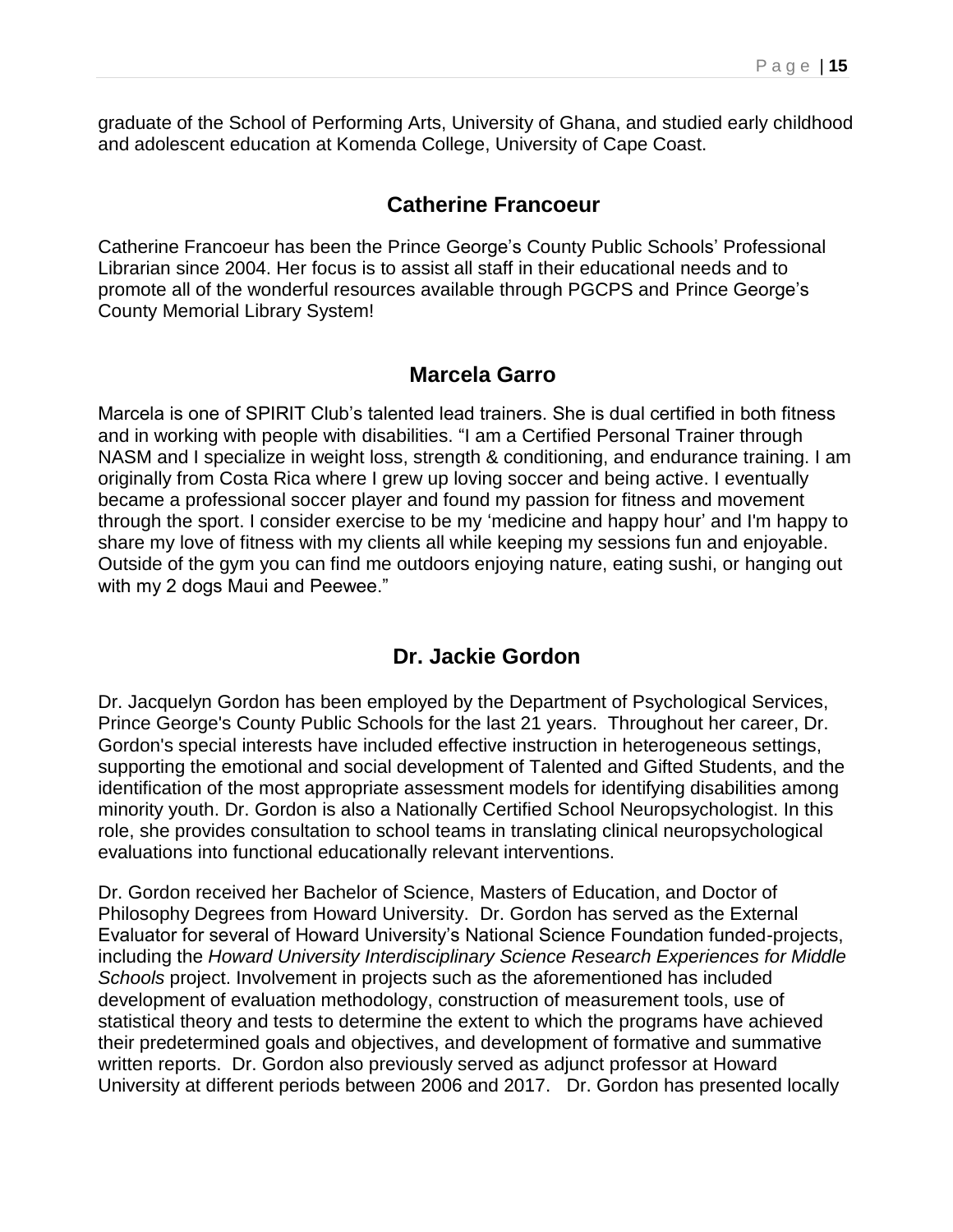graduate of the School of Performing Arts, University of Ghana, and studied early childhood and adolescent education at Komenda College, University of Cape Coast.

## Catherine Francoeur

Catherine Francoeur has been the Prince George's County Public Schools' Professional Librarian since 2004. Her focus is to assist all staff in their educational needs and to promote all of the wonderful resources available through PGCPS and Prince George's County Memorial Library System!

## Marcela Garro

Marcela is one of SPIRIT Club's talented lead trainers. She is dual certified in both fitness and in working with people with disabilities. "I am a Certified Personal Trainer through NASM and I specialize in weight loss, strength & conditioning, and endurance training. I am originally from Costa Rica where I grew up loving soccer and being active. I eventually became a professional soccer player and found my passion for fitness and movement through the sport. I consider exercise to be my 'medicine and happy hour' and I'm happy to share my love of fitness with my clients all while keeping my sessions fun and enjoyable. Outside of the gym you can find me outdoors enjoying nature, eating sushi, or hanging out with my 2 dogs Maui and Peewee."

## Dr. Jackie Gordon

Dr. Jacquelyn Gordon has been employed by the Department of Psychological Services, Prince George's County Public Schools for the last 21 years. Throughout her career, Dr. Gordon's special interests have included effective instruction in heterogeneous settings, supporting the emotional and social development of Talented and Gifted Students, and the identification of the most appropriate assessment models for identifying disabilities among minority youth. Dr. Gordon is also a Nationally Certified School Neuropsychologist. In this role, she provides consultation to school teams in translating clinical neuropsychological evaluations into functional educationally relevant interventions.

Dr. Gordon received her Bachelor of Science, Masters of Education, and Doctor of Philosophy Degrees from Howard University. Dr. Gordon has served as the External Evaluator for several of Howard University's National Science Foundation funded-projects, including the *Howard University Interdisciplinary Science Research Experiences for Middle Schools* project. Involvement in projects such as the aforementioned has included development of evaluation methodology, construction of measurement tools, use of statistical theory and tests to determine the extent to which the programs have achieved their predetermined goals and objectives, and development of formative and summative written reports. Dr. Gordon also previously served as adjunct professor at Howard University at different periods between 2006 and 2017. Dr. Gordon has presented locally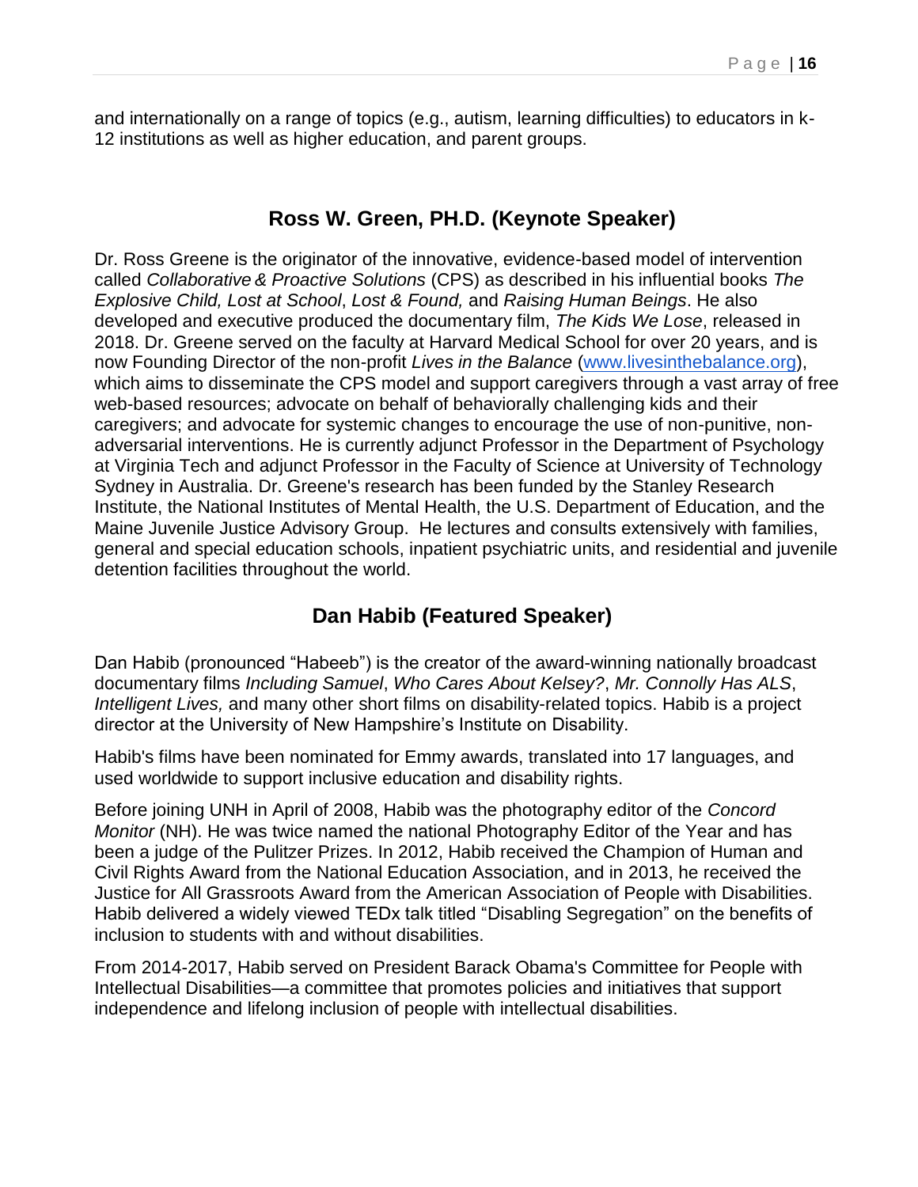and internationally on a range of topics (e.g., autism, learning difficulties) to educators in k-12 institutions as well as higher education, and parent groups.

## Ross W. Green, PH.D. (Keynote Speaker)

Dr. Ross Greene is the originator of the innovative, evidence-based model of intervention called *Collaborative & Proactive Solutions* (CPS) as described in his influential books *The Explosive Child, Lost at School*, *Lost & Found,* and *Raising Human Beings*. He also developed and executive produced the documentary film, *The Kids We Lose*, released in 2018. Dr. Greene served on the faculty at Harvard Medical School for over 20 years, and is now Founding Director of the non-profit *Lives in the Balance* (www.livesinthebalance.org), which aims to disseminate the CPS model and support caregivers through a vast array of free web-based resources; advocate on behalf of behaviorally challenging kids and their caregivers; and advocate for systemic changes to encourage the use of non-punitive, non-adversarial interventions. He is currently adjunct Professor in the Department of Psychology at Virginia Tech and adjunct Professor in the Faculty of Science at University of Technology Sydney in Australia. Dr. Greene's research has been funded by the Stanley Research Institute, the National Institutes of Mental Health, the U.S. Department of Education, and the Maine Juvenile Justice Advisory Group. He lectures and consults extensively with families, general and special education schools, inpatient psychiatric units, and residential and juvenile detention facilities throughout the world.

## Dan Habib (Featured Speaker)

Dan Habib (pronounced "Habeeb") is the creator of the award-winning nationally broadcast documentary films *Including Samuel*, *Who Cares About Kelsey?*, *Mr. Connolly Has ALS*, *Intelligent Lives,* and many other short films on disability-related topics. Habib is a project director at the University of New Hampshire's Institute on Disability.

Habib's films have been nominated for Emmy awards, translated into 17 languages, and used worldwide to support inclusive education and disability rights.

Before joining UNH in April of 2008, Habib was the photography editor of the *Concord Monitor* (NH). He was twice named the national Photography Editor of the Year and has been a judge of the Pulitzer Prizes. In 2012, Habib received the Champion of Human and Civil Rights Award from the National Education Association, and in 2013, he received the Justice for All Grassroots Award from the American Association of People with Disabilities. Habib delivered a widely viewed TEDx talk titled "Disabling Segregation" on the benefits of inclusion to students with and without disabilities.

From 2014-2017, Habib served on President Barack Obama's Committee for People with Intellectual Disabilities—a committee that promotes policies and initiatives that support independence and lifelong inclusion of people with intellectual disabilities.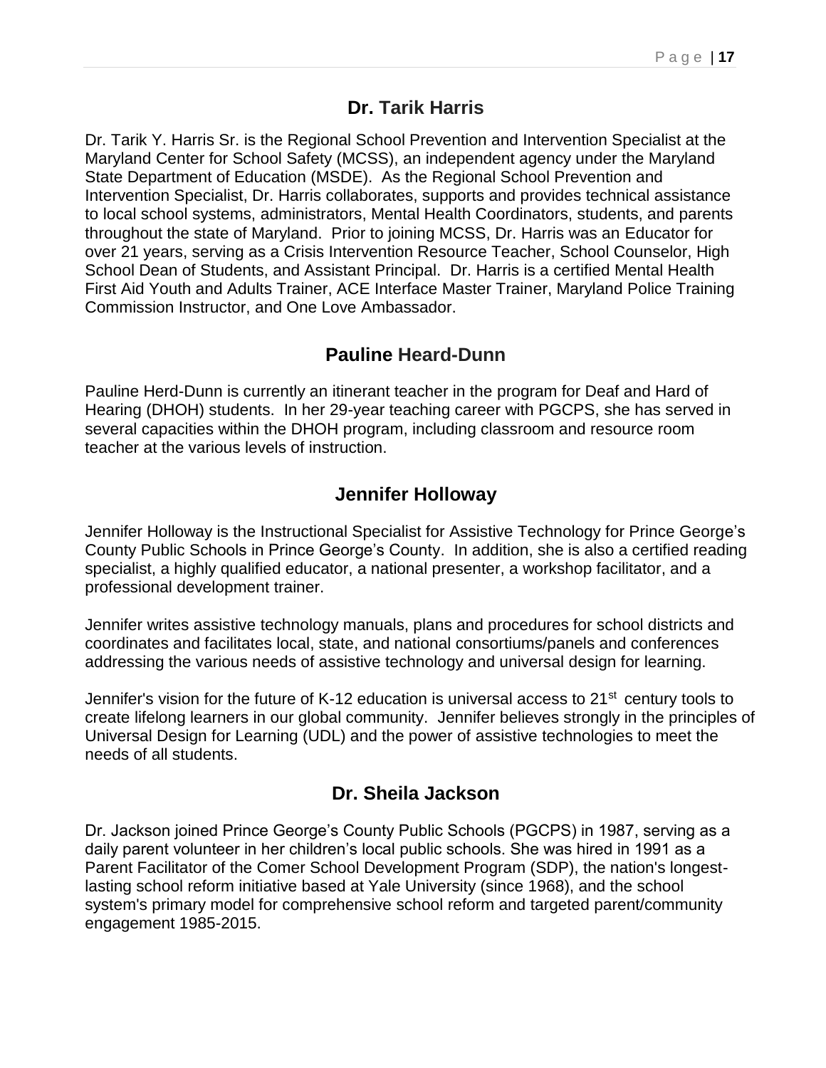## Dr. Tarik Harris

Dr. Tarik Y. Harris Sr. is the Regional School Prevention and Intervention Specialist at the Maryland Center for School Safety (MCSS), an independent agency under the Maryland State Department of Education (MSDE). As the Regional School Prevention and Intervention Specialist, Dr. Harris collaborates, supports and provides technical assistance to local school systems, administrators, Mental Health Coordinators, students, and parents throughout the state of Maryland. Prior to joining MCSS, Dr. Harris was an Educator for over 21 years, serving as a Crisis Intervention Resource Teacher, School Counselor, High School Dean of Students, and Assistant Principal. Dr. Harris is a certified Mental Health First Aid Youth and Adults Trainer, ACE Interface Master Trainer, Maryland Police Training Commission Instructor, and One Love Ambassador.

## Pauline Heard-Dunn

Pauline Herd-Dunn is currently an itinerant teacher in the program for Deaf and Hard of Hearing (DHOH) students. In her 29-year teaching career with PGCPS, she has served in several capacities within the DHOH program, including classroom and resource room teacher at the various levels of instruction.

## Jennifer Holloway

Jennifer Holloway is the Instructional Specialist for Assistive Technology for Prince George's County Public Schools in Prince George's County. In addition, she is also a certified reading specialist, a highly qualified educator, a national presenter, a workshop facilitator, and a professional development trainer.

Jennifer writes assistive technology manuals, plans and procedures for school districts and coordinates and facilitates local, state, and national consortiums/panels and conferences addressing the various needs of assistive technology and universal design for learning.

Jennifer's vision for the future of K-12 education is universal access to 21st century tools to create lifelong learners in our global community. Jennifer believes strongly in the principles of Universal Design for Learning (UDL) and the power of assistive technologies to meet the needs of all students.

## Dr. Sheila Jackson

Dr. Jackson joined Prince George's County Public Schools (PGCPS) in 1987, serving as a daily parent volunteer in her children's local public schools. She was hired in 1991 as a Parent Facilitator of the Comer School Development Program (SDP), the nation's longest-lasting school reform initiative based at Yale University (since 1968), and the school system's primary model for comprehensive school reform and targeted parent/community engagement 1985-2015.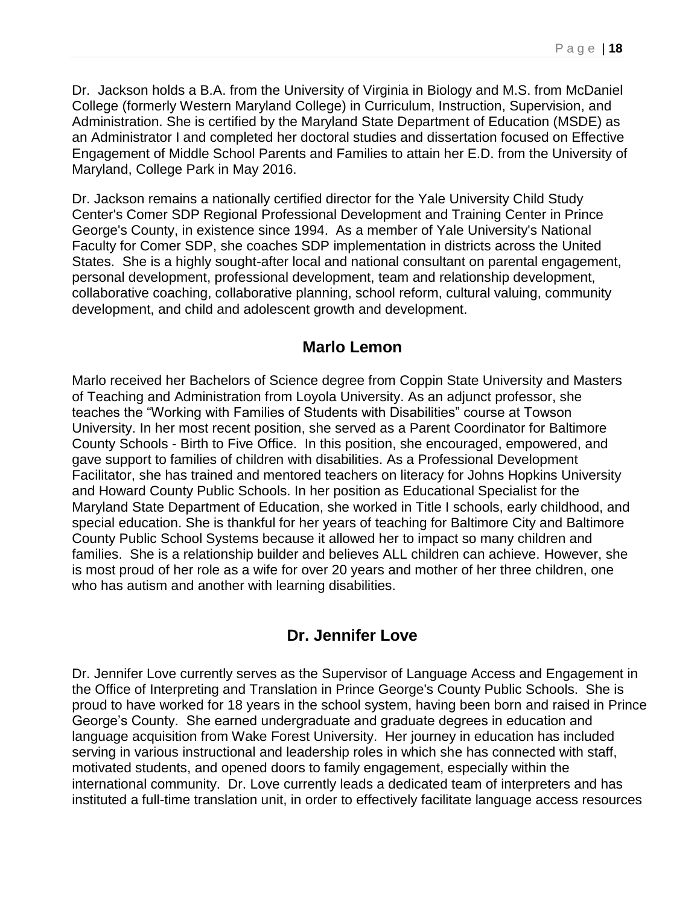Dr. Jackson holds a B.A. from the University of Virginia in Biology and M.S. from McDaniel College (formerly Western Maryland College) in Curriculum, Instruction, Supervision, and Administration. She is certified by the Maryland State Department of Education (MSDE) as an Administrator I and completed her doctoral studies and dissertation focused on Effective Engagement of Middle School Parents and Families to attain her E.D. from the University of Maryland, College Park in May 2016.

Dr. Jackson remains a nationally certified director for the Yale University Child Study Center's Comer SDP Regional Professional Development and Training Center in Prince George's County, in existence since 1994. As a member of Yale University's National Faculty for Comer SDP, she coaches SDP implementation in districts across the United States. She is a highly sought-after local and national consultant on parental engagement, personal development, professional development, team and relationship development, collaborative coaching, collaborative planning, school reform, cultural valuing, community development, and child and adolescent growth and development.

## Marlo Lemon

Marlo received her Bachelors of Science degree from Coppin State University and Masters of Teaching and Administration from Loyola University. As an adjunct professor, she teaches the "Working with Families of Students with Disabilities" course at Towson University. In her most recent position, she served as a Parent Coordinator for Baltimore County Schools - Birth to Five Office. In this position, she encouraged, empowered, and gave support to families of children with disabilities. As a Professional Development Facilitator, she has trained and mentored teachers on literacy for Johns Hopkins University and Howard County Public Schools. In her position as Educational Specialist for the Maryland State Department of Education, she worked in Title I schools, early childhood, and special education. She is thankful for her years of teaching for Baltimore City and Baltimore County Public School Systems because it allowed her to impact so many children and families. She is a relationship builder and believes ALL children can achieve. However, she is most proud of her role as a wife for over 20 years and mother of her three children, one who has autism and another with learning disabilities.

## Dr. Jennifer Love

Dr. Jennifer Love currently serves as the Supervisor of Language Access and Engagement in the Office of Interpreting and Translation in Prince George's County Public Schools. She is proud to have worked for 18 years in the school system, having been born and raised in Prince George's County. She earned undergraduate and graduate degrees in education and language acquisition from Wake Forest University. Her journey in education has included serving in various instructional and leadership roles in which she has connected with staff, motivated students, and opened doors to family engagement, especially within the international community. Dr. Love currently leads a dedicated team of interpreters and has instituted a full-time translation unit, in order to effectively facilitate language access resources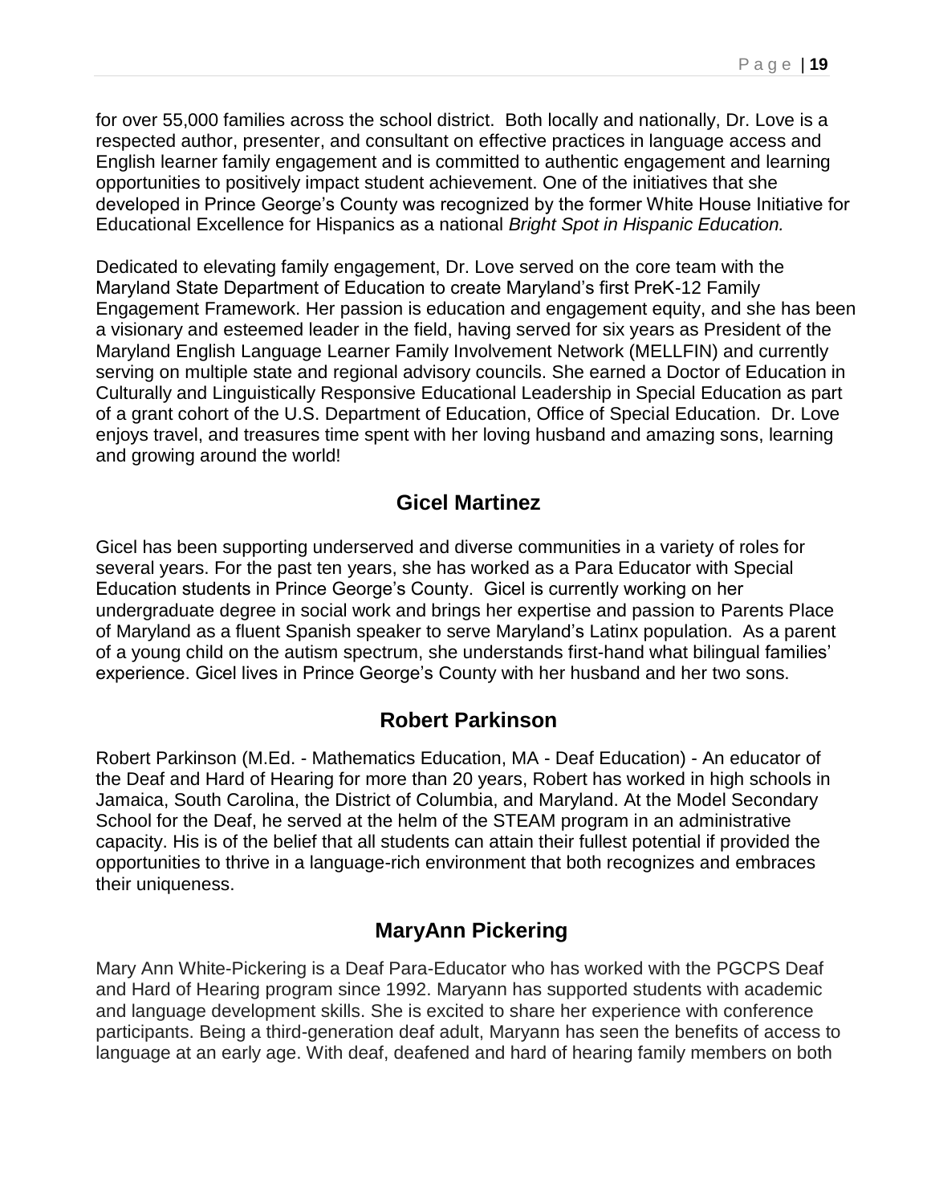for over 55,000 families across the school district. Both locally and nationally, Dr. Love is a respected author, presenter, and consultant on effective practices in language access and English learner family engagement and is committed to authentic engagement and learning opportunities to positively impact student achievement. One of the initiatives that she developed in Prince George's County was recognized by the former White House Initiative for Educational Excellence for Hispanics as a national *Bright Spot in Hispanic Education.*

Dedicated to elevating family engagement, Dr. Love served on the core team with the Maryland State Department of Education to create Maryland's first PreK-12 Family Engagement Framework. Her passion is education and engagement equity, and she has been a visionary and esteemed leader in the field, having served for six years as President of the Maryland English Language Learner Family Involvement Network (MELLFIN) and currently serving on multiple state and regional advisory councils. She earned a Doctor of Education in Culturally and Linguistically Responsive Educational Leadership in Special Education as part of a grant cohort of the U.S. Department of Education, Office of Special Education. Dr. Love enjoys travel, and treasures time spent with her loving husband and amazing sons, learning and growing around the world!

## Gicel Martinez

Gicel has been supporting underserved and diverse communities in a variety of roles for several years. For the past ten years, she has worked as a Para Educator with Special Education students in Prince George's County. Gicel is currently working on her undergraduate degree in social work and brings her expertise and passion to Parents Place of Maryland as a fluent Spanish speaker to serve Maryland's Latinx population. As a parent of a young child on the autism spectrum, she understands first-hand what bilingual families' experience. Gicel lives in Prince George's County with her husband and her two sons.

## Robert Parkinson

Robert Parkinson (M.Ed. - Mathematics Education, MA - Deaf Education) - An educator of the Deaf and Hard of Hearing for more than 20 years, Robert has worked in high schools in Jamaica, South Carolina, the District of Columbia, and Maryland. At the Model Secondary School for the Deaf, he served at the helm of the STEAM program in an administrative capacity. His is of the belief that all students can attain their fullest potential if provided the opportunities to thrive in a language-rich environment that both recognizes and embraces their uniqueness.

## MaryAnn Pickering

Mary Ann White-Pickering is a Deaf Para-Educator who has worked with the PGCPS Deaf and Hard of Hearing program since 1992. Maryann has supported students with academic and language development skills. She is excited to share her experience with conference participants. Being a third-generation deaf adult, Maryann has seen the benefits of access to language at an early age. With deaf, deafened and hard of hearing family members on both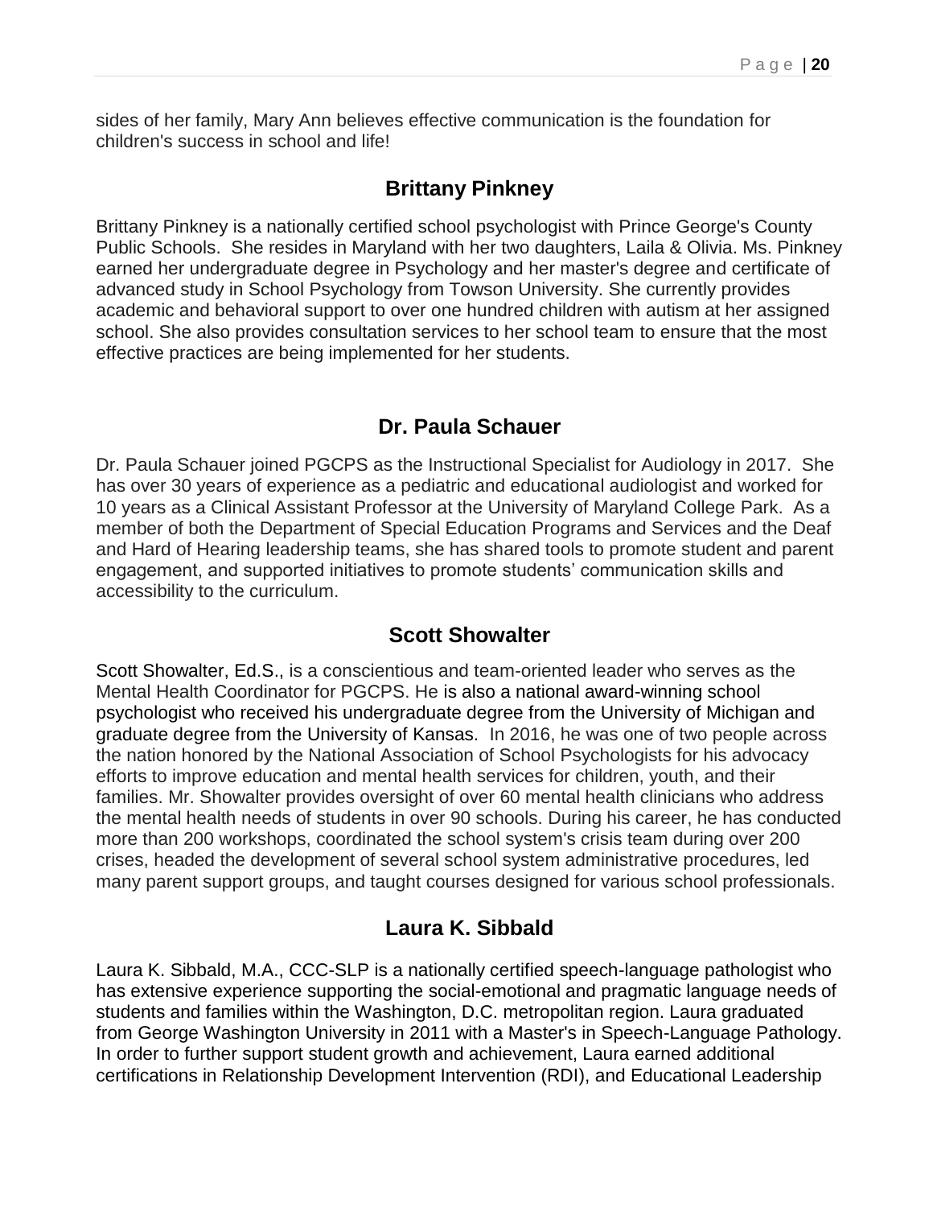sides of her family, Mary Ann believes effective communication is the foundation for children's success in school and life!

## Brittany Pinkney

Brittany Pinkney is a nationally certified school psychologist with Prince George's County Public Schools. She resides in Maryland with her two daughters, Laila & Olivia. Ms. Pinkney earned her undergraduate degree in Psychology and her master's degree and certificate of advanced study in School Psychology from Towson University. She currently provides academic and behavioral support to over one hundred children with autism at her assigned school. She also provides consultation services to her school team to ensure that the most effective practices are being implemented for her students.

## Dr. Paula Schauer

Dr. Paula Schauer joined PGCPS as the Instructional Specialist for Audiology in 2017. She has over 30 years of experience as a pediatric and educational audiologist and worked for 10 years as a Clinical Assistant Professor at the University of Maryland College Park. As a member of both the Department of Special Education Programs and Services and the Deaf and Hard of Hearing leadership teams, she has shared tools to promote student and parent engagement, and supported initiatives to promote students' communication skills and accessibility to the curriculum.

## Scott Showalter

Scott Showalter, Ed.S., is a conscientious and team-oriented leader who serves as the Mental Health Coordinator for PGCPS. He is also a national award-winning school psychologist who received his undergraduate degree from the University of Michigan and graduate degree from the University of Kansas. In 2016, he was one of two people across the nation honored by the National Association of School Psychologists for his advocacy efforts to improve education and mental health services for children, youth, and their families. Mr. Showalter provides oversight of over 60 mental health clinicians who address the mental health needs of students in over 90 schools. During his career, he has conducted more than 200 workshops, coordinated the school system's crisis team during over 200 crises, headed the development of several school system administrative procedures, led many parent support groups, and taught courses designed for various school professionals.

## Laura K. Sibbald

Laura K. Sibbald, M.A., CCC-SLP is a nationally certified speech-language pathologist who has extensive experience supporting the social-emotional and pragmatic language needs of students and families within the Washington, D.C. metropolitan region. Laura graduated from George Washington University in 2011 with a Master's in Speech-Language Pathology. In order to further support student growth and achievement, Laura earned additional certifications in Relationship Development Intervention (RDI), and Educational Leadership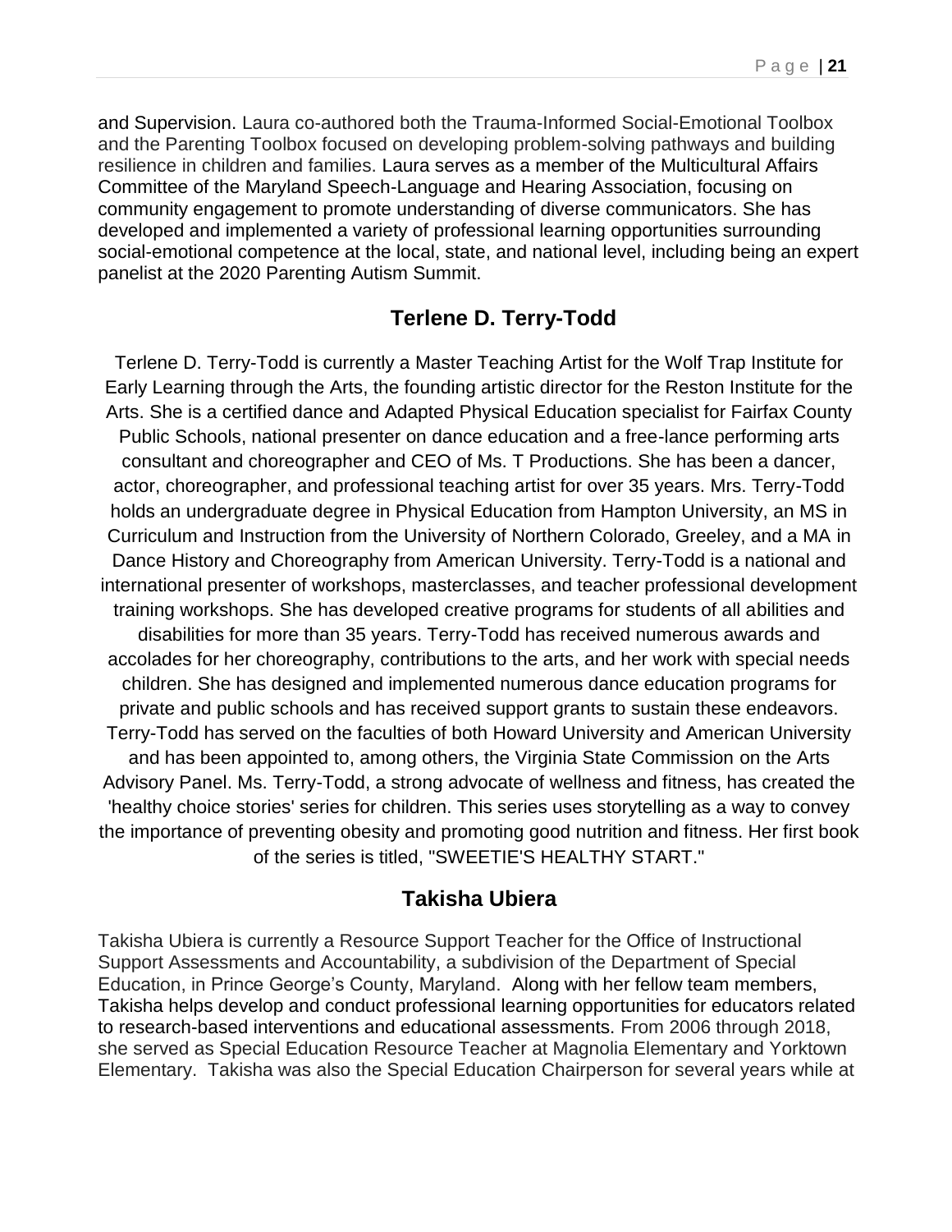and Supervision. Laura co-authored both the Trauma-Informed Social-Emotional Toolbox and the Parenting Toolbox focused on developing problem-solving pathways and building resilience in children and families. Laura serves as a member of the Multicultural Affairs Committee of the Maryland Speech-Language and Hearing Association, focusing on community engagement to promote understanding of diverse communicators. She has developed and implemented a variety of professional learning opportunities surrounding social-emotional competence at the local, state, and national level, including being an expert panelist at the 2020 Parenting Autism Summit.

## Terlene D. Terry-Todd

Terlene D. Terry-Todd is currently a Master Teaching Artist for the Wolf Trap Institute for Early Learning through the Arts, the founding artistic director for the Reston Institute for the Arts. She is a certified dance and Adapted Physical Education specialist for Fairfax County Public Schools, national presenter on dance education and a free-lance performing arts consultant and choreographer and CEO of Ms. T Productions. She has been a dancer, actor, choreographer, and professional teaching artist for over 35 years. Mrs. Terry-Todd holds an undergraduate degree in Physical Education from Hampton University, an MS in Curriculum and Instruction from the University of Northern Colorado, Greeley, and a MA in Dance History and Choreography from American University. Terry-Todd is a national and international presenter of workshops, masterclasses, and teacher professional development training workshops. She has developed creative programs for students of all abilities and disabilities for more than 35 years. Terry-Todd has received numerous awards and accolades for her choreography, contributions to the arts, and her work with special needs children. She has designed and implemented numerous dance education programs for private and public schools and has received support grants to sustain these endeavors. Terry-Todd has served on the faculties of both Howard University and American University and has been appointed to, among others, the Virginia State Commission on the Arts Advisory Panel. Ms. Terry-Todd, a strong advocate of wellness and fitness, has created the 'healthy choice stories' series for children. This series uses storytelling as a way to convey the importance of preventing obesity and promoting good nutrition and fitness. Her first book of the series is titled, "SWEETIE'S HEALTHY START."

## Takisha Ubiera

Takisha Ubiera is currently a Resource Support Teacher for the Office of Instructional Support Assessments and Accountability, a subdivision of the Department of Special Education, in Prince George's County, Maryland. Along with her fellow team members, Takisha helps develop and conduct professional learning opportunities for educators related to research-based interventions and educational assessments. From 2006 through 2018, she served as Special Education Resource Teacher at Magnolia Elementary and Yorktown Elementary. Takisha was also the Special Education Chairperson for several years while at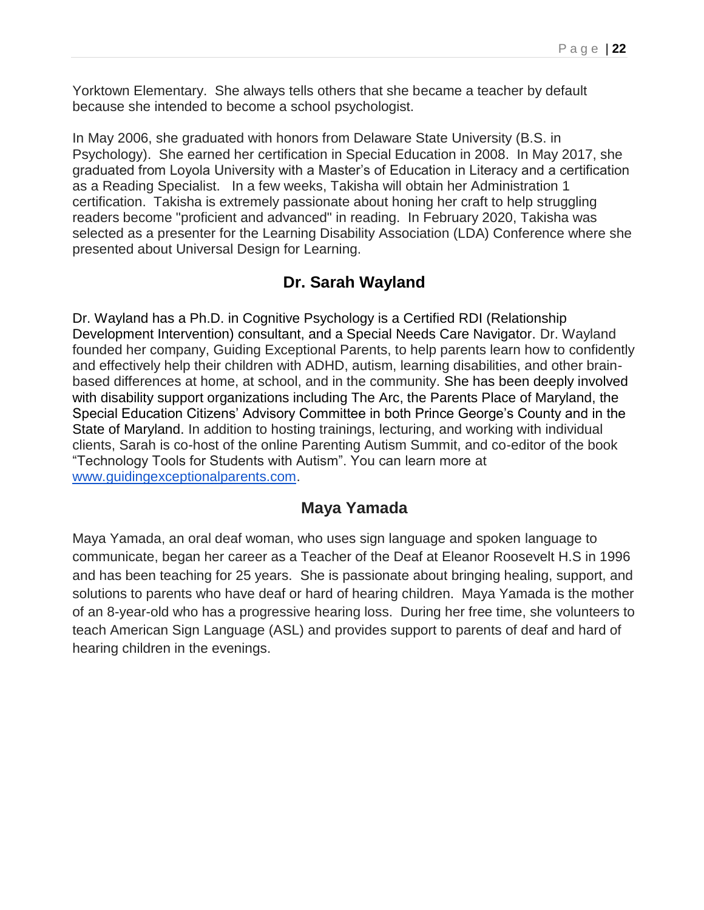Yorktown Elementary. She always tells others that she became a teacher by default because she intended to become a school psychologist.

In May 2006, she graduated with honors from Delaware State University (B.S. in Psychology). She earned her certification in Special Education in 2008. In May 2017, she graduated from Loyola University with a Master's of Education in Literacy and a certification as a Reading Specialist. In a few weeks, Takisha will obtain her Administration 1 certification. Takisha is extremely passionate about honing her craft to help struggling readers become "proficient and advanced" in reading. In February 2020, Takisha was selected as a presenter for the Learning Disability Association (LDA) Conference where she presented about Universal Design for Learning.

## Dr. Sarah Wayland

Dr. Wayland has a Ph.D. in Cognitive Psychology is a Certified RDI (Relationship Development Intervention) consultant, and a Special Needs Care Navigator. Dr. Wayland founded her company, Guiding Exceptional Parents, to help parents learn how to confidently and effectively help their children with ADHD, autism, learning disabilities, and other brain-based differences at home, at school, and in the community. She has been deeply involved with disability support organizations including The Arc, the Parents Place of Maryland, the Special Education Citizens' Advisory Committee in both Prince George's County and in the State of Maryland. In addition to hosting trainings, lecturing, and working with individual clients, Sarah is co-host of the online Parenting Autism Summit, and co-editor of the book "Technology Tools for Students with Autism". You can learn more at www.guidingexceptionalparents.com.

## Maya Yamada

Maya Yamada, an oral deaf woman, who uses sign language and spoken language to communicate, began her career as a Teacher of the Deaf at Eleanor Roosevelt H.S in 1996 and has been teaching for 25 years. She is passionate about bringing healing, support, and solutions to parents who have deaf or hard of hearing children. Maya Yamada is the mother of an 8-year-old who has a progressive hearing loss. During her free time, she volunteers to teach American Sign Language (ASL) and provides support to parents of deaf and hard of hearing children in the evenings.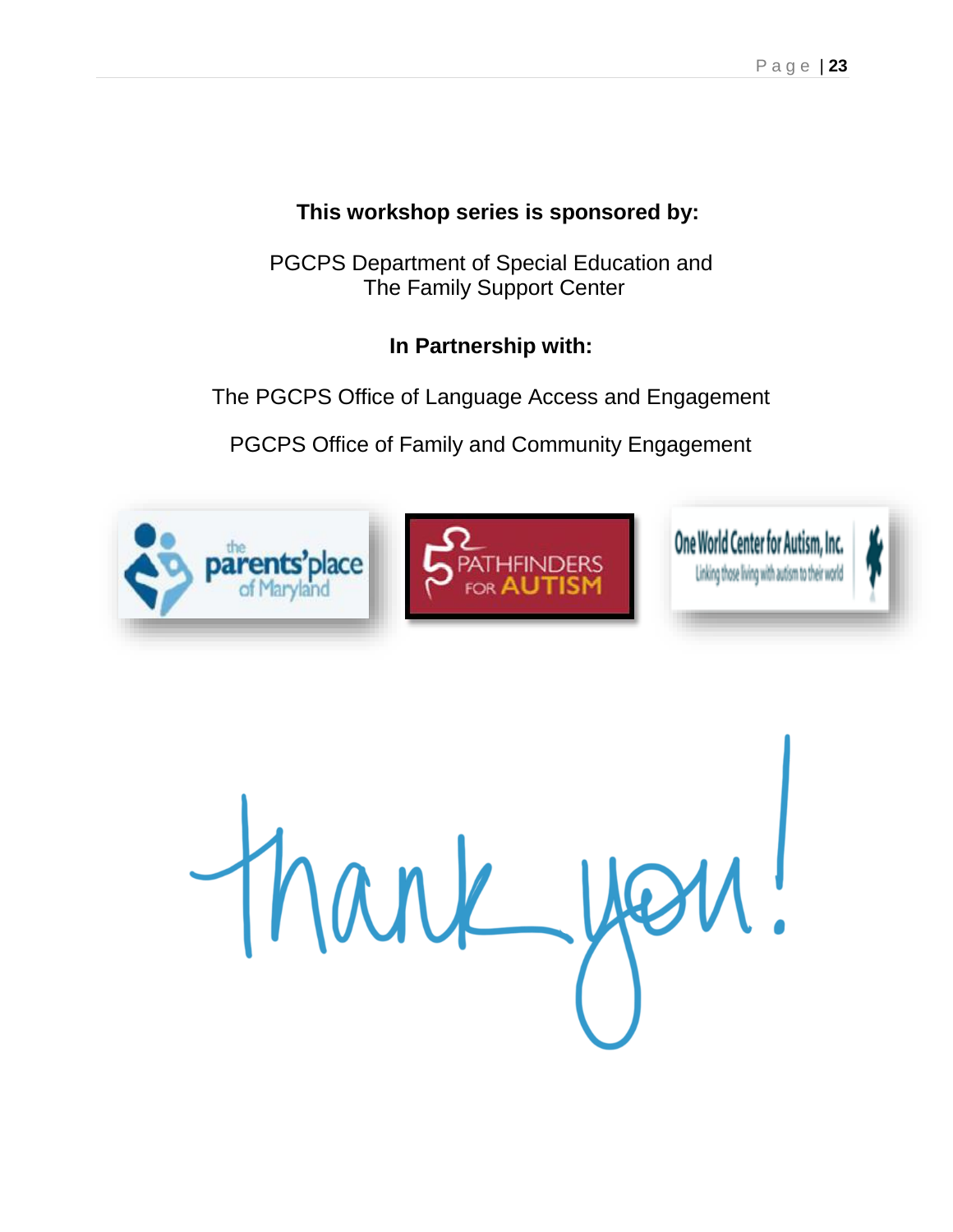**This workshop series is sponsored by:**

PGCPS Department of Special Education and
The Family Support Center

**In Partnership with:**

The PGCPS Office of Language Access and Engagement

PGCPS Office of Family and Community Engagement

the parents'place of Maryland

PATHFINDERS FOR AUTISM

One World Center for Autism, Inc.
Linking those living with autism to their world

thank you!